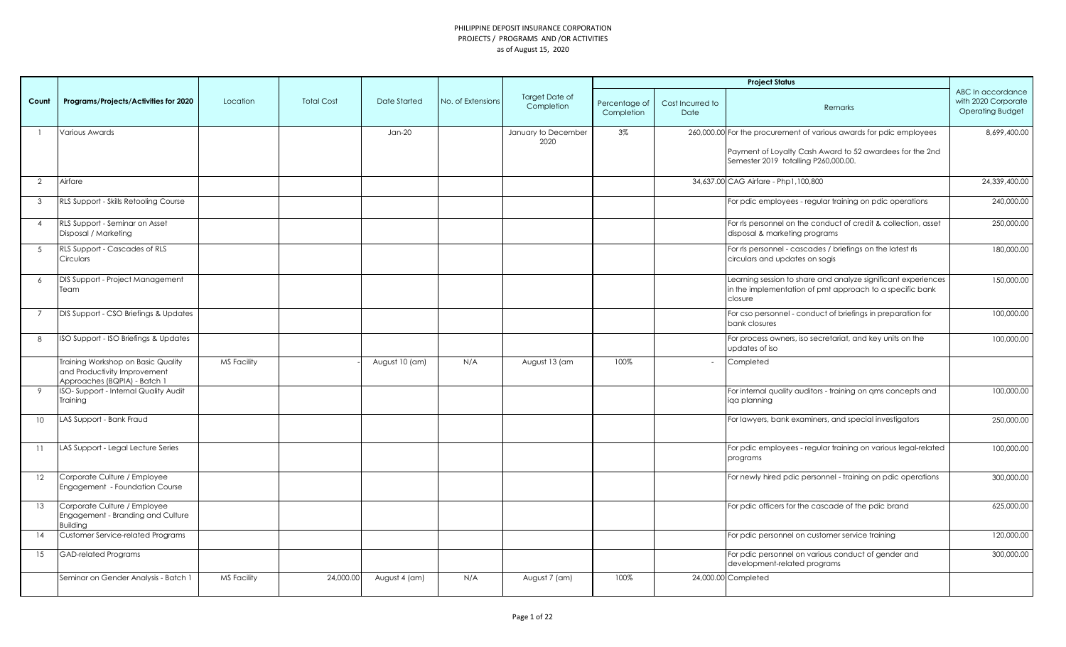# PHILIPPINE DEPOSIT INSURANCE CORPORATION
## PROJECTS / PROGRAMS AND /OR ACTIVITIES
### as of August 15, 2020

| Count | Programs/Projects/Activities for 2020 | Location | Total Cost | Date Started | No. of Extensions | Target Date of Completion | Project Status | | | ABC In accordance with 2020 Corporate Operating Budget |
|---|---|---|---|---|---|---|---|---|---|---|
| | | | | | | | Percentage of Completion | Cost Incurred to Date | Remarks | |
| 1 | Various Awards | | | Jan-20 | | January to December 2020 | 3% | 260,000.00 | For the procurement of various awards for pdic employees<br><br>Payment of Loyalty Cash Award to 52 awardees for the 2nd Semester 2019 totalling P260,000.00. | 8,699,400.00 |
| 2 | Airfare | | | | | | | 34,637.00 | CAG Airfare - Php1,100,800 | 24,339,400.00 |
| 3 | RLS Support - Skills Retooling Course | | | | | | | | For pdic employees - regular training on pdic operations | 240,000.00 |
| 4 | RLS Support - Seminar on Asset Disposal / Marketing | | | | | | | | For rls personnel on the conduct of credit & collection, asset disposal & marketing programs | 250,000.00 |
| 5 | RLS Support - Cascades of RLS Circulars | | | | | | | | For rls personnel - cascades / briefings on the latest rls circulars and updates on sogis | 180,000.00 |
| 6 | DIS Support - Project Management Team | | | | | | | | Learning session to share and analyze significant experiences in the implementation of pmt approach to a specific bank closure | 150,000.00 |
| 7 | DIS Support - CSO Briefings & Updates | | | | | | | | For cso personnel - conduct of briefings in preparation for bank closures | 100,000.00 |
| 8 | ISO Support - ISO Briefings & Updates | | | | | | | | For process owners, iso secretariat, and key units on the updates of iso | 100,000.00 |
| | Training Workshop on Basic Quality and Productivity Improvement Approaches (BQPIA) - Batch 1 | MS Facility | - | August 10 (am) | N/A | August 13 (am | 100% | - | Completed | |
| 9 | ISO- Support - Internal Quality Audit Training | | | | | | | | For internal quality auditors - training on qms concepts and iqa planning | 100,000.00 |
| 10 | LAS Support - Bank Fraud | | | | | | | | For lawyers, bank examiners, and special investigators | 250,000.00 |
| 11 | LAS Support - Legal Lecture Series | | | | | | | | For pdic employees - regular training on various legal-related programs | 100,000.00 |
| 12 | Corporate Culture / Employee Engagement - Foundation Course | | | | | | | | For newly hired pdic personnel - training on pdic operations | 300,000.00 |
| 13 | Corporate Culture / Employee Engagement - Branding and Culture Building | | | | | | | | For pdic officers for the cascade of the pdic brand | 625,000.00 |
| 14 | Customer Service-related Programs | | | | | | | | For pdic personnel on customer service training | 120,000.00 |
| 15 | GAD-related Programs | | | | | | | | For pdic personnel on various conduct of gender and development-related programs | 300,000.00 |
| | Seminar on Gender Analysis - Batch 1 | MS Facility | 24,000.00 | August 4 (am) | N/A | August 7 (am) | 100% | 24,000.00 | Completed | |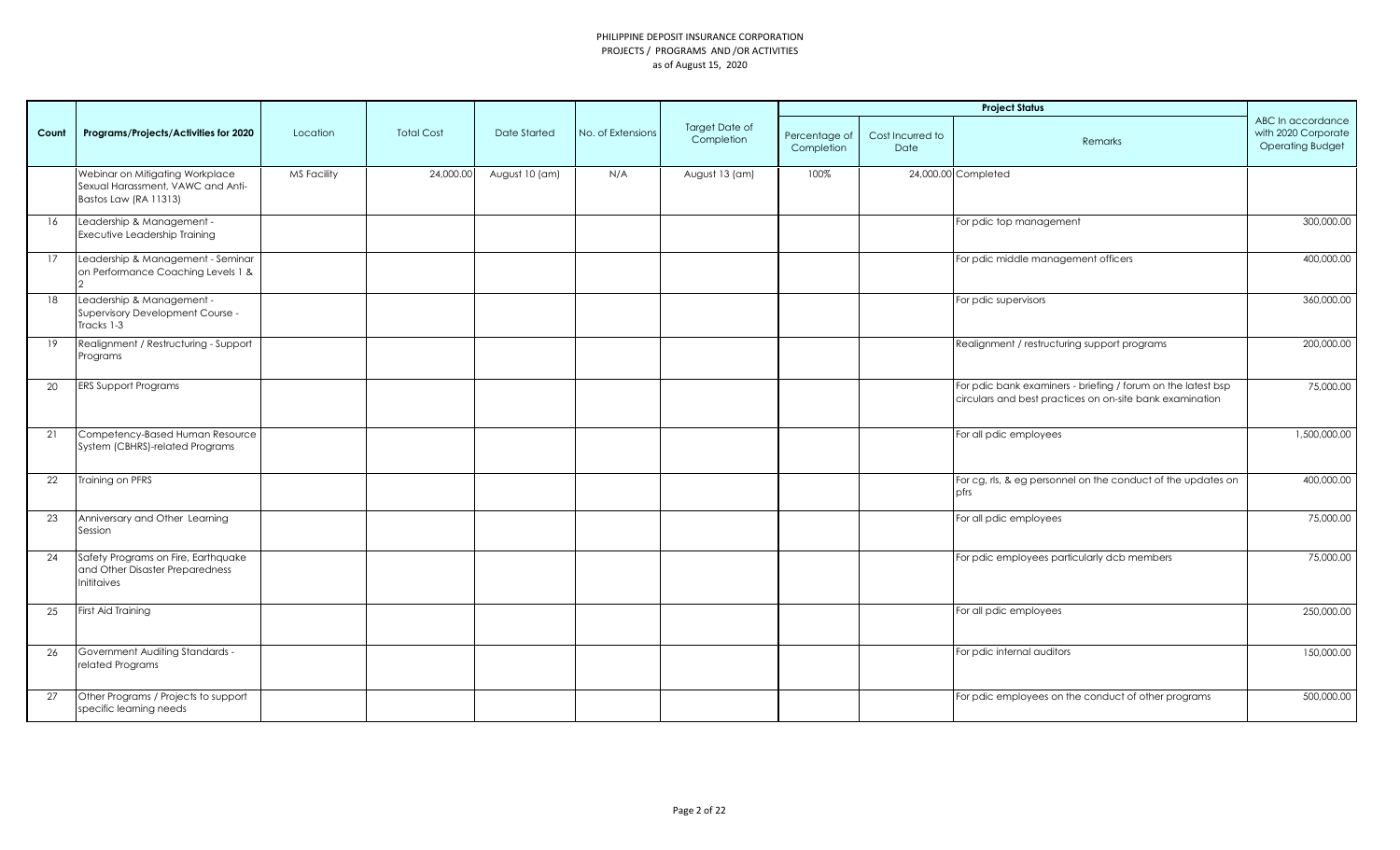# PHILIPPINE DEPOSIT INSURANCE CORPORATION
## PROJECTS / PROGRAMS AND /OR ACTIVITIES
### as of August 15, 2020

| Count | Programs/Projects/Activities for 2020 | Location | Total Cost | Date Started | No. of Extensions | Target Date of Completion | Project Status | | | ABC In accordance with 2020 Corporate Operating Budget |
|---|---|---|---|---|---|---|---|---|---|---|
| | | | | | | | Percentage of Completion | Cost Incurred to Date | Remarks | |
| | Webinar on Mitigating Workplace Sexual Harassment, VAWC and Anti-Bastos Law (RA 11313) | MS Facility | 24,000.00 | August 10 (am) | N/A | August 13 (am) | 100% | 24,000.00 | Completed | |
| 16 | Leadership & Management - Executive Leadership Training | | | | | | | | For pdic top management | 300,000.00 |
| 17 | Leadership & Management - Seminar on Performance Coaching Levels 1 & 2 | | | | | | | | For pdic middle management officers | 400,000.00 |
| 18 | Leadership & Management - Supervisory Development Course - Tracks 1-3 | | | | | | | | For pdic supervisors | 360,000.00 |
| 19 | Realignment / Restructuring - Support Programs | | | | | | | | Realignment / restructuring support programs | 200,000.00 |
| 20 | ERS Support Programs | | | | | | | | For pdic bank examiners - briefing / forum on the latest bsp circulars and best practices on on-site bank examination | 75,000.00 |
| 21 | Competency-Based Human Resource System (CBHRS)-related Programs | | | | | | | | For all pdic employees | 1,500,000.00 |
| 22 | Training on PFRS | | | | | | | | For cg, rls, & eg personnel on the conduct of the updates on pfrs | 400,000.00 |
| 23 | Anniversary and Other Learning Session | | | | | | | | For all pdic employees | 75,000.00 |
| 24 | Safety Programs on Fire, Earthquake and Other Disaster Preparedness Inititaives | | | | | | | | For pdic employees particularly dcb members | 75,000.00 |
| 25 | First Aid Training | | | | | | | | For all pdic employees | 250,000.00 |
| 26 | Government Auditing Standards - related Programs | | | | | | | | For pdic internal auditors | 150,000.00 |
| 27 | Other Programs / Projects to support specific learning needs | | | | | | | | For pdic employees on the conduct of other programs | 500,000.00 |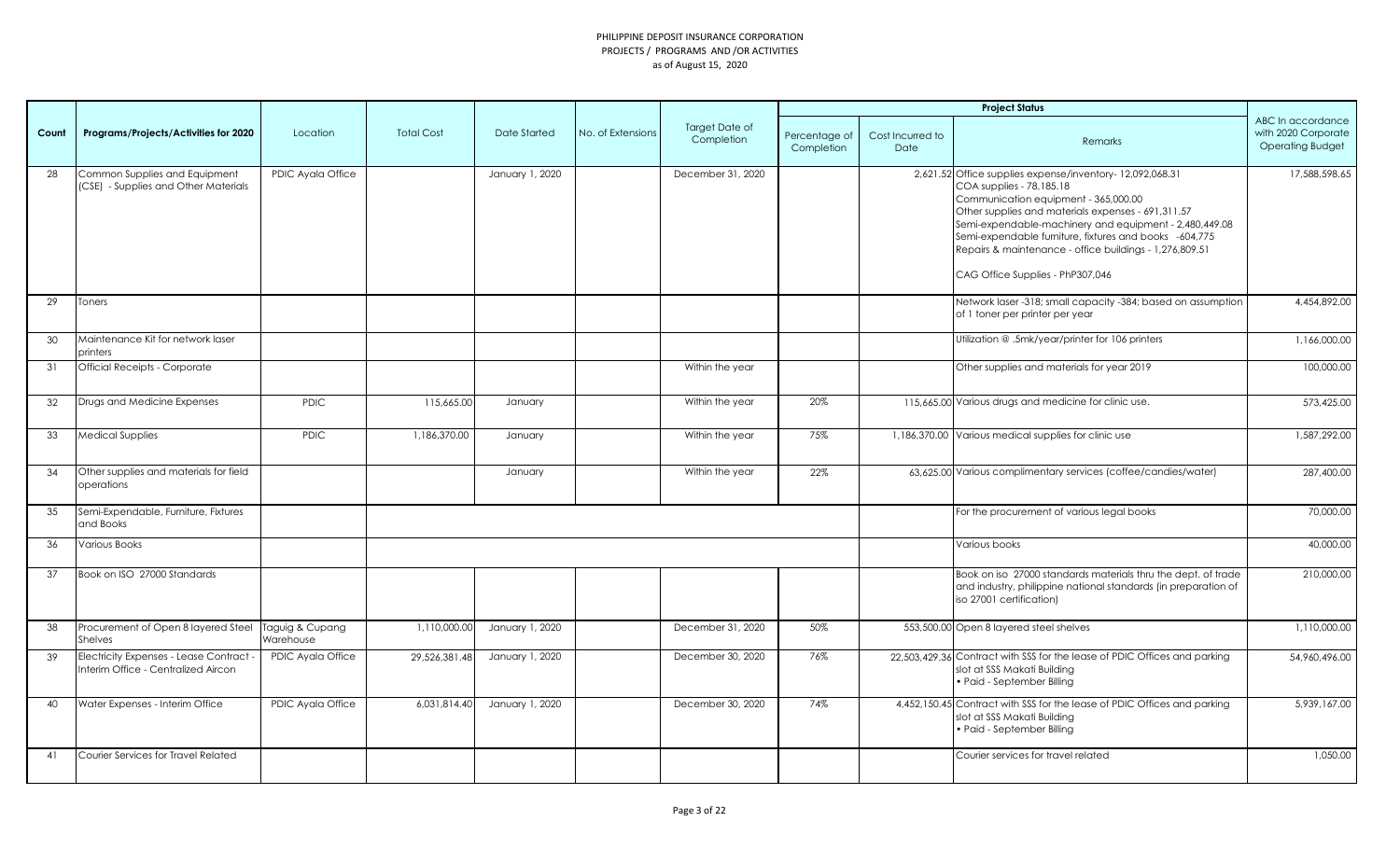PHILIPPINE DEPOSIT INSURANCE CORPORATION
PROJECTS / PROGRAMS AND /OR ACTIVITIES
as of August 15, 2020

| Count | Programs/Projects/Activities for 2020 | Location | Total Cost | Date Started | No. of Extensions | Target Date of Completion | Project Status | | | ABC In accordance with 2020 Corporate Operating Budget |
|---|---|---|---|---|---|---|---|---|---|---|
| | | | | | | | Percentage of Completion | Cost Incurred to Date | Remarks | |
| 28 | Common Supplies and Equipment (CSE) - Supplies and Other Materials | PDIC Ayala Office | | January 1, 2020 | | December 31, 2020 | | 2,621.52 | Office supplies expense/inventory- 12,092,068.31<br>COA supplies - 78,185.18<br>Communication equipment - 365,000.00<br>Other supplies and materials expenses - 691,311.57<br>Semi-expendable-machinery and equipment - 2,480,449.08<br>Semi-expendable furniture, fixtures and books -604,775<br>Repairs & maintenance - office buildings - 1,276,809.51<br><br>CAG Office Supplies - PhP307,046 | 17,588,598.65 |
| 29 | Toners | | | | | | | | Network laser -318; small capacity -384; based on assumption of 1 toner per printer per year | 4,454,892.00 |
| 30 | Maintenance Kit for network laser printers | | | | | | | | Utilization @ .5mk/year/printer for 106 printers | 1,166,000.00 |
| 31 | Official Receipts - Corporate | | | | | Within the year | | | Other supplies and materials for year 2019 | 100,000.00 |
| 32 | Drugs and Medicine Expenses | PDIC | 115,665.00 | January | | Within the year | 20% | 115,665.00 | Various drugs and medicine for clinic use. | 573,425.00 |
| 33 | Medical Supplies | PDIC | 1,186,370.00 | January | | Within the year | 75% | 1,186,370.00 | Various medical supplies for clinic use | 1,587,292.00 |
| 34 | Other supplies and materials for field operations | | | January | | Within the year | 22% | 63,625.00 | Various complimentary services (coffee/candies/water) | 287,400.00 |
| 35 | Semi-Expendable, Furniture, Fixtures and Books | | | | | | | | For the procurement of various legal books | 70,000.00 |
| 36 | Various Books | | | | | | | | Various books | 40,000.00 |
| 37 | Book on ISO 27000 Standards | | | | | | | | Book on iso 27000 standards materials thru the dept. of trade and industry, philippine national standards (in preparation of iso 27001 certification) | 210,000.00 |
| 38 | Procurement of Open 8 layered Steel Shelves | Taguig & Cupang Warehouse | 1,110,000.00 | January 1, 2020 | | December 31, 2020 | 50% | 553,500.00 | Open 8 layered steel shelves | 1,110,000.00 |
| 39 | Electricity Expenses - Lease Contract - Interim Office - Centralized Aircon | PDIC Ayala Office | 29,526,381.48 | January 1, 2020 | | December 30, 2020 | 76% | 22,503,429.36 | Contract with SSS for the lease of PDIC Offices and parking slot at SSS Makati Building<br>• Paid - September Billing | 54,960,496.00 |
| 40 | Water Expenses - Interim Office | PDIC Ayala Office | 6,031,814.40 | January 1, 2020 | | December 30, 2020 | 74% | 4,452,150.45 | Contract with SSS for the lease of PDIC Offices and parking slot at SSS Makati Building<br>• Paid - September Billing | 5,939,167.00 |
| 41 | Courier Services for Travel Related | | | | | | | | Courier services for travel related | 1,050.00 |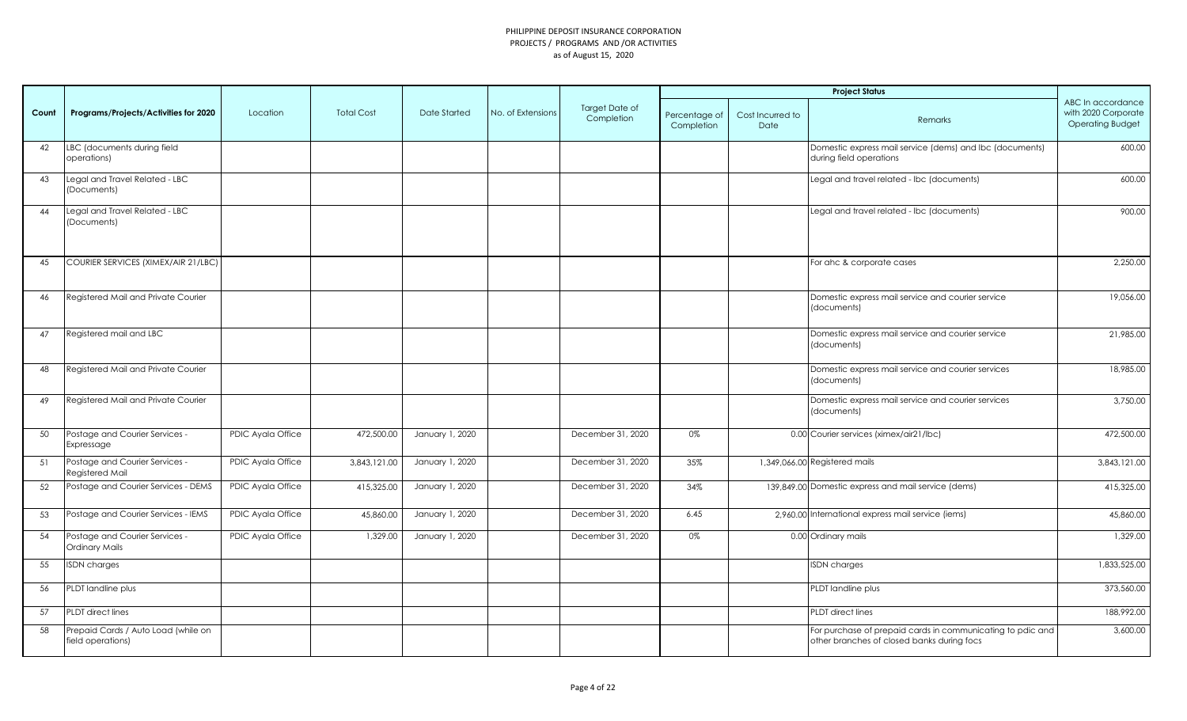# PHILIPPINE DEPOSIT INSURANCE CORPORATION
## PROJECTS / PROGRAMS AND /OR ACTIVITIES
### as of August 15, 2020

| Count | Programs/Projects/Activities for 2020 | Location | Total Cost | Date Started | No. of Extensions | Target Date of Completion | Project Status | | | ABC In accordance with 2020 Corporate Operating Budget |
|---|---|---|---|---|---|---|---|---|---|---|
| | | | | | | | Percentage of Completion | Cost Incurred to Date | Remarks | |
| 42 | LBC (documents during field operations) | | | | | | | | Domestic express mail service (dems) and lbc (documents) during field operations | 600.00 |
| 43 | Legal and Travel Related - LBC (Documents) | | | | | | | | Legal and travel related - lbc (documents) | 600.00 |
| 44 | Legal and Travel Related - LBC (Documents) | | | | | | | | Legal and travel related - lbc (documents) | 900.00 |
| 45 | COURIER SERVICES (XIMEX/AIR 21/LBC) | | | | | | | | For ahc & corporate cases | 2,250.00 |
| 46 | Registered Mail and Private Courier | | | | | | | | Domestic express mail service and courier service (documents) | 19,056.00 |
| 47 | Registered mail and LBC | | | | | | | | Domestic express mail service and courier service (documents) | 21,985.00 |
| 48 | Registered Mail and Private Courier | | | | | | | | Domestic express mail service and courier services (documents) | 18,985.00 |
| 49 | Registered Mail and Private Courier | | | | | | | | Domestic express mail service and courier services (documents) | 3,750.00 |
| 50 | Postage and Courier Services - Expressage | PDIC Ayala Office | 472,500.00 | January 1, 2020 | | December 31, 2020 | 0% | 0.00 | Courier services (ximex/air21/lbc) | 472,500.00 |
| 51 | Postage and Courier Services - Registered Mail | PDIC Ayala Office | 3,843,121.00 | January 1, 2020 | | December 31, 2020 | 35% | 1,349,066.00 | Registered mails | 3,843,121.00 |
| 52 | Postage and Courier Services - DEMS | PDIC Ayala Office | 415,325.00 | January 1, 2020 | | December 31, 2020 | 34% | 139,849.00 | Domestic express and mail service (dems) | 415,325.00 |
| 53 | Postage and Courier Services - IEMS | PDIC Ayala Office | 45,860.00 | January 1, 2020 | | December 31, 2020 | 6.45 | 2,960.00 | International express mail service (iems) | 45,860.00 |
| 54 | Postage and Courier Services - Ordinary Mails | PDIC Ayala Office | 1,329.00 | January 1, 2020 | | December 31, 2020 | 0% | 0.00 | Ordinary mails | 1,329.00 |
| 55 | ISDN charges | | | | | | | | ISDN charges | 1,833,525.00 |
| 56 | PLDT landline plus | | | | | | | | PLDT landline plus | 373,560.00 |
| 57 | PLDT direct lines | | | | | | | | PLDT direct lines | 188,992.00 |
| 58 | Prepaid Cards / Auto Load (while on field operations) | | | | | | | | For purchase of prepaid cards in communicating to pdic and other branches of closed banks during focs | 3,600.00 |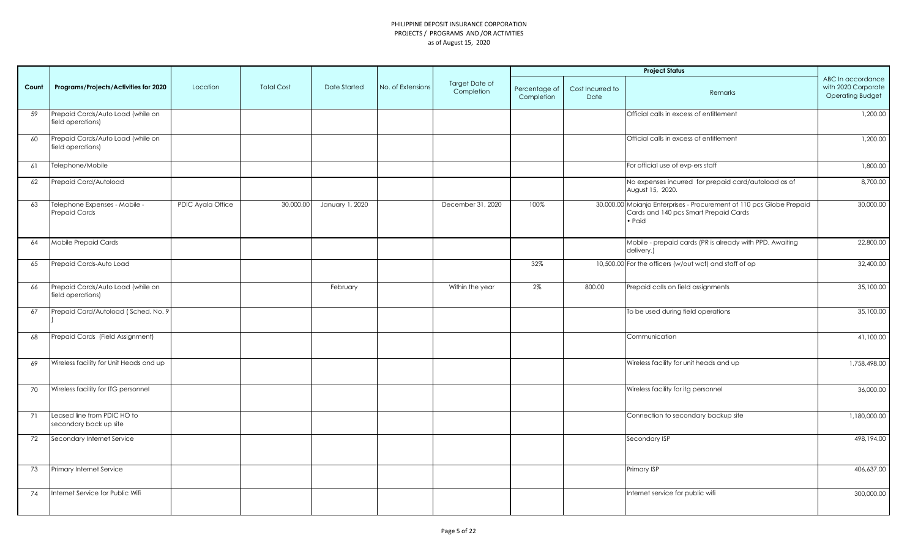PHILIPPINE DEPOSIT INSURANCE CORPORATION
PROJECTS / PROGRAMS AND /OR ACTIVITIES
as of August 15, 2020

| Count | Programs/Projects/Activities for 2020 | Location | Total Cost | Date Started | No. of Extensions | Target Date of Completion | Project Status | | | ABC In accordance with 2020 Corporate Operating Budget |
|---|---|---|---|---|---|---|---|---|---|---|
| | | | | | | | Percentage of Completion | Cost Incurred to Date | Remarks | |
| 59 | Prepaid Cards/Auto Load (while on field operations) | | | | | | | | Official calls in excess of entitlement | 1,200.00 |
| 60 | Prepaid Cards/Auto Load (while on field operations) | | | | | | | | Official calls in excess of entitlement | 1,200.00 |
| 61 | Telephone/Mobile | | | | | | | | For official use of evp-ers staff | 1,800.00 |
| 62 | Prepaid Card/Autoload | | | | | | | | No expenses incurred for prepaid card/autoload as of August 15, 2020. | 8,700.00 |
| 63 | Telephone Expenses - Mobile - Prepaid Cards | PDIC Ayala Office | 30,000.00 | January 1, 2020 | | December 31, 2020 | 100% | 30,000.00 | Moianjo Enterprises - Procurement of 110 pcs Globe Prepaid Cards and 140 pcs Smart Prepaid Cards • Paid | 30,000.00 |
| 64 | Mobile Prepaid Cards | | | | | | | | Mobile - prepaid cards (PR is already with PPD. Awaiting delivery.) | 22,800.00 |
| 65 | Prepaid Cards-Auto Load | | | | | | 32% | 10,500.00 | For the officers (w/out wcf) and staff of op | 32,400.00 |
| 66 | Prepaid Cards/Auto Load (while on field operations) | | | February | | Within the year | 2% | 800.00 | Prepaid calls on field assignments | 35,100.00 |
| 67 | Prepaid Card/Autoload ( Sched. No. 9 ) | | | | | | | | To be used during field operations | 35,100.00 |
| 68 | Prepaid Cards (Field Assignment) | | | | | | | | Communication | 41,100.00 |
| 69 | Wireless facility for Unit Heads and up | | | | | | | | Wireless facility for unit heads and up | 1,758,498.00 |
| 70 | Wireless facility for ITG personnel | | | | | | | | Wireless facility for itg personnel | 36,000.00 |
| 71 | Leased line from PDIC HO to secondary back up site | | | | | | | | Connection to secondary backup site | 1,180,000.00 |
| 72 | Secondary Internet Service | | | | | | | | Secondary ISP | 498,194.00 |
| 73 | Primary Internet Service | | | | | | | | Primary ISP | 406,637.00 |
| 74 | Internet Service for Public Wifi | | | | | | | | Internet service for public wifi | 300,000.00 |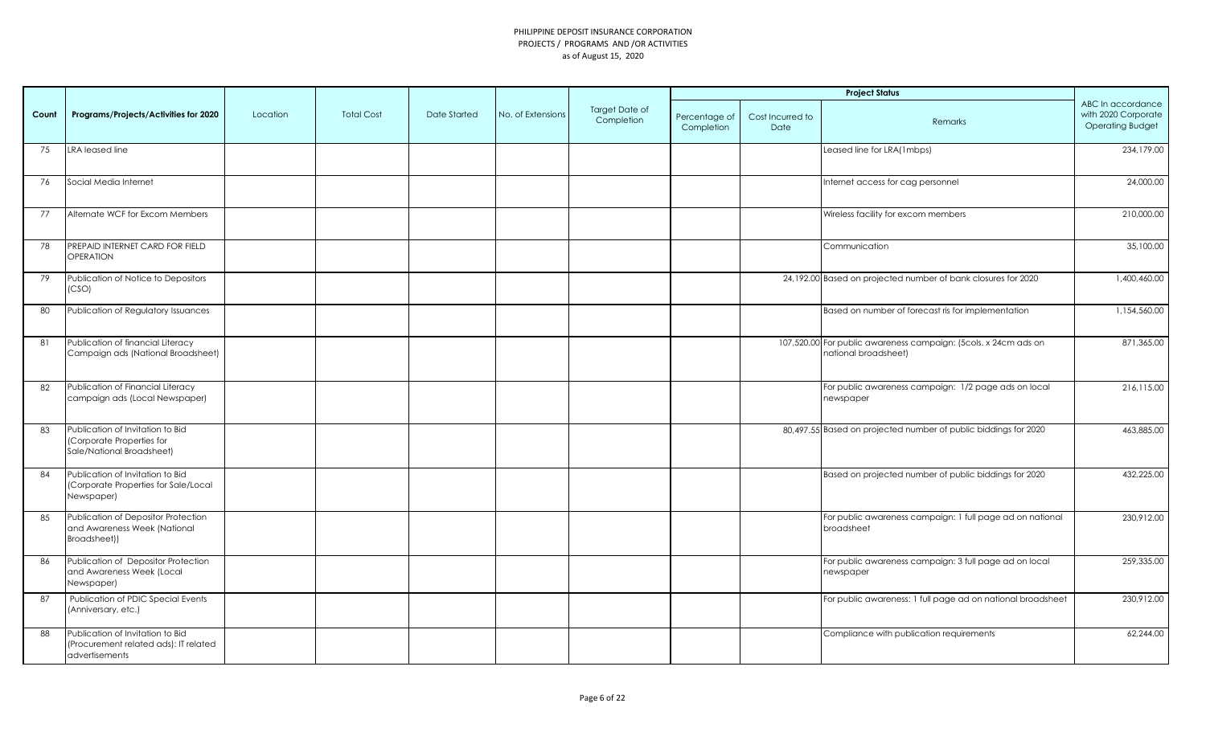PHILIPPINE DEPOSIT INSURANCE CORPORATION
PROJECTS / PROGRAMS AND /OR ACTIVITIES
as of August 15, 2020

| Count | Programs/Projects/Activities for 2020 | Location | Total Cost | Date Started | No. of Extensions | Target Date of Completion | Project Status | | | ABC In accordance with 2020 Corporate Operating Budget |
|---|---|---|---|---|---|---|---|---|---|---|
| | | | | | | | Percentage of Completion | Cost Incurred to Date | Remarks | |
| 75 | LRA leased line | | | | | | | | Leased line for LRA(1mbps) | 234,179.00 |
| 76 | Social Media Internet | | | | | | | | Internet access for cag personnel | 24,000.00 |
| 77 | Alternate WCF for Excom Members | | | | | | | | Wireless facility for excom members | 210,000.00 |
| 78 | PREPAID INTERNET CARD FOR FIELD OPERATION | | | | | | | | Communication | 35,100.00 |
| 79 | Publication of Notice to Depositors (CSO) | | | | | | | 24,192.00 | Based on projected number of bank closures for 2020 | 1,400,460.00 |
| 80 | Publication of Regulatory Issuances | | | | | | | | Based on number of forecast ris for implementation | 1,154,560.00 |
| 81 | Publication of financial Literacy Campaign ads (National Broadsheet) | | | | | | | 107,520.00 | For public awareness campaign: (5cols. x 24cm ads on national broadsheet) | 871,365.00 |
| 82 | Publication of Financial Literacy campaign ads (Local Newspaper) | | | | | | | | For public awareness campaign: 1/2 page ads on local newspaper | 216,115.00 |
| 83 | Publication of Invitation to Bid (Corporate Properties for Sale/National Broadsheet) | | | | | | | 80,497.55 | Based on projected number of public biddings for 2020 | 463,885.00 |
| 84 | Publication of Invitation to Bid (Corporate Properties for Sale/Local Newspaper) | | | | | | | | Based on projected number of public biddings for 2020 | 432,225.00 |
| 85 | Publication of Depositor Protection and Awareness Week (National Broadsheet)) | | | | | | | | For public awareness campaign: 1 full page ad on national broadsheet | 230,912.00 |
| 86 | Publication of Depositor Protection and Awareness Week (Local Newspaper) | | | | | | | | For public awareness campaign: 3 full page ad on local newspaper | 259,335.00 |
| 87 | Publication of PDIC Special Events (Anniversary, etc.) | | | | | | | | For public awareness: 1 full page ad on national broadsheet | 230,912.00 |
| 88 | Publication of Invitation to Bid (Procurement related ads): IT related advertisements | | | | | | | | Compliance with publication requirements | 62,244.00 |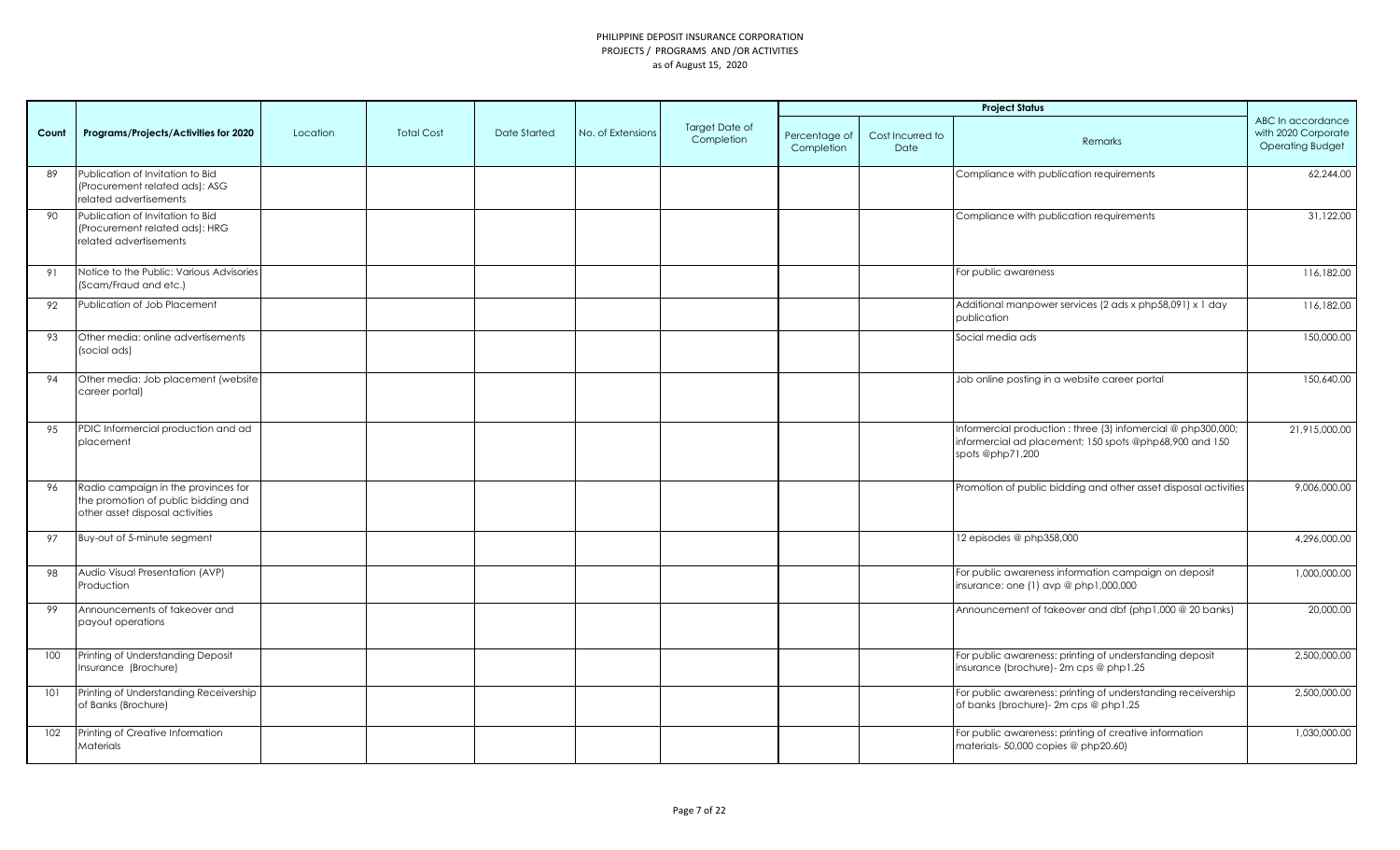PHILIPPINE DEPOSIT INSURANCE CORPORATION
PROJECTS / PROGRAMS AND /OR ACTIVITIES
as of August 15, 2020

| Count | Programs/Projects/Activities for 2020 | Location | Total Cost | Date Started | No. of Extensions | Target Date of Completion | Project Status | | | ABC In accordance with 2020 Corporate Operating Budget |
|---|---|---|---|---|---|---|---|---|---|---|
| | | | | | | | Percentage of Completion | Cost Incurred to Date | Remarks | |
| 89 | Publication of Invitation to Bid (Procurement related ads): ASG related advertisements | | | | | | | | Compliance with publication requirements | 62,244.00 |
| 90 | Publication of Invitation to Bid (Procurement related ads): HRG related advertisements | | | | | | | | Compliance with publication requirements | 31,122.00 |
| 91 | Notice to the Public: Various Advisories (Scam/Fraud and etc.) | | | | | | | | For public awareness | 116,182.00 |
| 92 | Publication of Job Placement | | | | | | | | Additional manpower services (2 ads x php58,091) x 1 day publication | 116,182.00 |
| 93 | Other media: online advertisements (social ads) | | | | | | | | Social media ads | 150,000.00 |
| 94 | Other media: Job placement (website career portal) | | | | | | | | Job online posting in a website career portal | 150,640.00 |
| 95 | PDIC Informercial production and ad placement | | | | | | | | Informercial production : three (3) infomercial @ php300,000; informercial ad placement; 150 spots @php68,900 and 150 spots @php71,200 | 21,915,000.00 |
| 96 | Radio campaign in the provinces for the promotion of public bidding and other asset disposal activities | | | | | | | | Promotion of public bidding and other asset disposal activities | 9,006,000.00 |
| 97 | Buy-out of 5-minute segment | | | | | | | | 12 episodes @ php358,000 | 4,296,000.00 |
| 98 | Audio Visual Presentation (AVP) Production | | | | | | | | For public awareness information campaign on deposit insurance: one (1) avp @ php1,000,000 | 1,000,000.00 |
| 99 | Announcements of takeover and payout operations | | | | | | | | Announcement of takeover and dbf (php1,000 @ 20 banks) | 20,000.00 |
| 100 | Printing of Understanding Deposit Insurance (Brochure) | | | | | | | | For public awareness: printing of understanding deposit insurance (brochure)- 2m cps @ php1.25 | 2,500,000.00 |
| 101 | Printing of Understanding Receivership of Banks (Brochure) | | | | | | | | For public awareness: printing of understanding receivership of banks (brochure)- 2m cps @ php1.25 | 2,500,000.00 |
| 102 | Printing of Creative Information Materials | | | | | | | | For public awareness: printing of creative information materials- 50,000 copies @ php20.60) | 1,030,000.00 |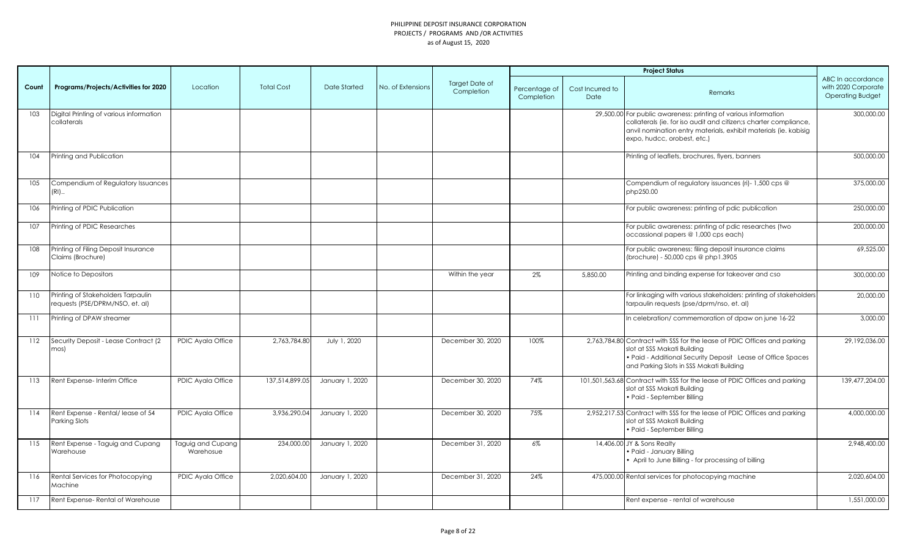PHILIPPINE DEPOSIT INSURANCE CORPORATION
PROJECTS / PROGRAMS AND /OR ACTIVITIES
as of August 15, 2020

| Count | Programs/Projects/Activities for 2020 | Location | Total Cost | Date Started | No. of Extensions | Target Date of Completion | Project Status | | | ABC In accordance with 2020 Corporate Operating Budget |
|---|---|---|---|---|---|---|---|---|---|---|
| | | | | | | | Percentage of Completion | Cost Incurred to Date | Remarks | |
| 103 | Digital Printing of various information collaterals | | | | | | | 29,500.00 | For public awareness: printing of various information collaterals (ie. for iso audit and citizen;s charter compliance, anvil nomination entry materials, exhibit materials (ie. kabisig expo, hudcc, orobest, etc.) | 300,000.00 |
| 104 | Printing and Publication | | | | | | | | Printing of leaflets, brochures, flyers, banners | 500,000.00 |
| 105 | Compendium of Regulatory Issuances (RI).. | | | | | | | | Compendium of regulatory issuances (ri)- 1,500 cps @ php250.00 | 375,000.00 |
| 106 | Printing of PDIC Publication | | | | | | | | For public awareness: printing of pdic publication | 250,000.00 |
| 107 | Printing of PDIC Researches | | | | | | | | For public awareness: printing of pdic researches (two occassional papers @ 1,000 cps each) | 200,000.00 |
| 108 | Printing of Filing Deposit Insurance Claims (Brochure) | | | | | | | | For public awareness: filing deposit insurance claims (brochure) - 50,000 cps @ php1.3905 | 69,525.00 |
| 109 | Notice to Depositors | | | | | Within the year | 2% | 5,850.00 | Printing and binding expense for takeover and cso | 300,000.00 |
| 110 | Printing of Stakeholders Tarpaulin requests (PSE/DPRM/NSO, et. al) | | | | | | | | For linkaging with various stakeholders: printing of stakeholders tarpaulin requests (pse/dprm/nso, et. al) | 20,000.00 |
| 111 | Printing of DPAW streamer | | | | | | | | In celebration/ commemoration of dpaw on june 16-22 | 3,000.00 |
| 112 | Security Deposit - Lease Contract (2 mos) | PDIC Ayala Office | 2,763,784.80 | July 1, 2020 | | December 30, 2020 | 100% | 2,763,784.80 | Contract with SSS for the lease of PDIC Offices and parking slot at SSS Makati Building<br>• Paid - Additional Security Deposit Lease of Office Spaces and Parking Slots in SSS Makati Building | 29,192,036.00 |
| 113 | Rent Expense- Interim Office | PDIC Ayala Office | 137,514,899.05 | January 1, 2020 | | December 30, 2020 | 74% | 101,501,563.68 | Contract with SSS for the lease of PDIC Offices and parking slot at SSS Makati Building<br>• Paid - September Billing | 139,477,204.00 |
| 114 | Rent Expense - Rental/ lease of 54 Parking Slots | PDIC Ayala Office | 3,936,290.04 | January 1, 2020 | | December 30, 2020 | 75% | 2,952,217.53 | Contract with SSS for the lease of PDIC Offices and parking slot at SSS Makati Building<br>• Paid - September Billing | 4,000,000.00 |
| 115 | Rent Expense - Taguig and Cupang Warehouse | Taguig and Cupang Warehosue | 234,000.00 | January 1, 2020 | | December 31, 2020 | 6% | 14,406.00 | JY & Sons Realty<br>• Paid - January Billing<br>• April to June Billing - for processing of billing | 2,948,400.00 |
| 116 | Rental Services for Photocopying Machine | PDIC Ayala Office | 2,020,604.00 | January 1, 2020 | | December 31, 2020 | 24% | 475,000.00 | Rental services for photocopying machine | 2,020,604.00 |
| 117 | Rent Expense- Rental of Warehouse | | | | | | | | Rent expense - rental of warehouse | 1,551,000.00 |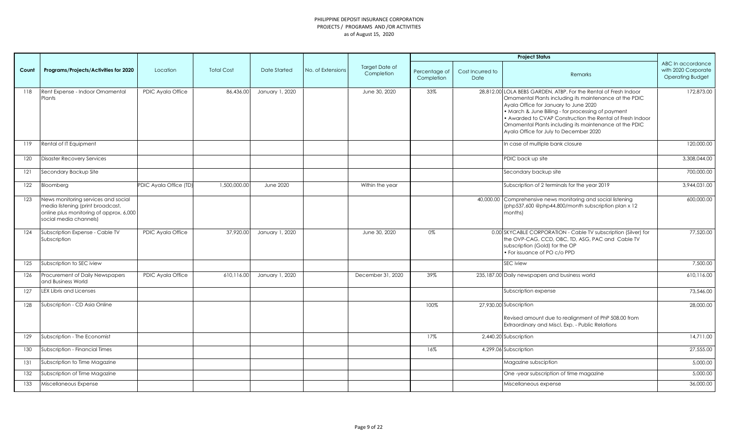PHILIPPINE DEPOSIT INSURANCE CORPORATION
PROJECTS / PROGRAMS AND /OR ACTIVITIES
as of August 15, 2020

| Count | Programs/Projects/Activities for 2020 | Location | Total Cost | Date Started | No. of Extensions | Target Date of Completion | Project Status | | | ABC In accordance with 2020 Corporate Operating Budget |
|---|---|---|---|---|---|---|---|---|---|---|
| | | | | | | | Percentage of Completion | Cost Incurred to Date | Remarks | |
| 118 | Rent Expense - Indoor Ornamental Plants | PDIC Ayala Office | 86,436.00 | January 1, 2020 | | June 30, 2020 | 33% | 28,812.00 | LOLA BEBS GARDEN, ATBP. For the Rental of Fresh Indoor Ornamental Plants including its maintenance at the PDIC Ayala Office for January to June 2020<br>• March & June Billing - for processing of payment<br>• Awarded to CVAP Construction the Rental of Fresh Indoor Ornamental Plants including its maintenance at the PDIC Ayala Office for July to December 2020 | 172,873.00 |
| 119 | Rental of IT Equipment | | | | | | | | In case of multiple bank closure | 120,000.00 |
| 120 | Disaster Recovery Services | | | | | | | | PDIC back up site | 3,308,044.00 |
| 121 | Secondary Backup Site | | | | | | | | Secondary backup site | 700,000.00 |
| 122 | Bloomberg | PDIC Ayala Office (TD) | 1,500,000.00 | June 2020 | | Within the year | | | Subscription of 2 terminals for the year 2019 | 3,944,031.00 |
| 123 | News monitoring services and social media listening (print broadcast, online plus monitoring of approx. 6,000 social media channels) | | | | | | | 40,000.00 | Comprehensive news monitoring and social listening (php537,600 @php44,800/month subscription plan x 12 months) | 600,000.00 |
| 124 | Subscription Expense - Cable TV Subscription | PDIC Ayala Office | 37,920.00 | January 1, 2020 | | June 30, 2020 | 0% | 0.00 | SKYCABLE CORPORATION - Cable TV subscription (Silver) for the OVP-CAG, CCD, OBC, TD, ASG, PAC and Cable TV subscription (Gold) for the OP<br>• For issuance of PO c/o PPD | 77,520.00 |
| 125 | Subscription to SEC iview | | | | | | | | SEC iview | 7,500.00 |
| 126 | Procurement of Daily Newspapers and Business World | PDIC Ayala Office | 610,116.00 | January 1, 2020 | | December 31, 2020 | 39% | 235,187.00 | Daily newspapers and business world | 610,116.00 |
| 127 | LEX Libris and Licenses | | | | | | | | Subscription expense | 73,546.00 |
| 128 | Subscription - CD Asia Online | | | | | | 100% | 27,930.00 | Subscription<br><br>Revised amount due to realignment of PhP 508.00 from Extraordinary and Miscl. Exp. - Public Relations | 28,000.00 |
| 129 | Subscription - The Economist | | | | | | 17% | 2,440.20 | Subscription | 14,711.00 |
| 130 | Subscription - Financial Times | | | | | | 16% | 4,299.06 | Subscription | 27,555.00 |
| 131 | Subscription to Time Magazine | | | | | | | | Magazine subsciption | 5,000.00 |
| 132 | Subscription of Time Magazine | | | | | | | | One -year subscription of time magazine | 5,000.00 |
| 133 | Miscellaneous Expense | | | | | | | | Miscellaneous expense | 36,000.00 |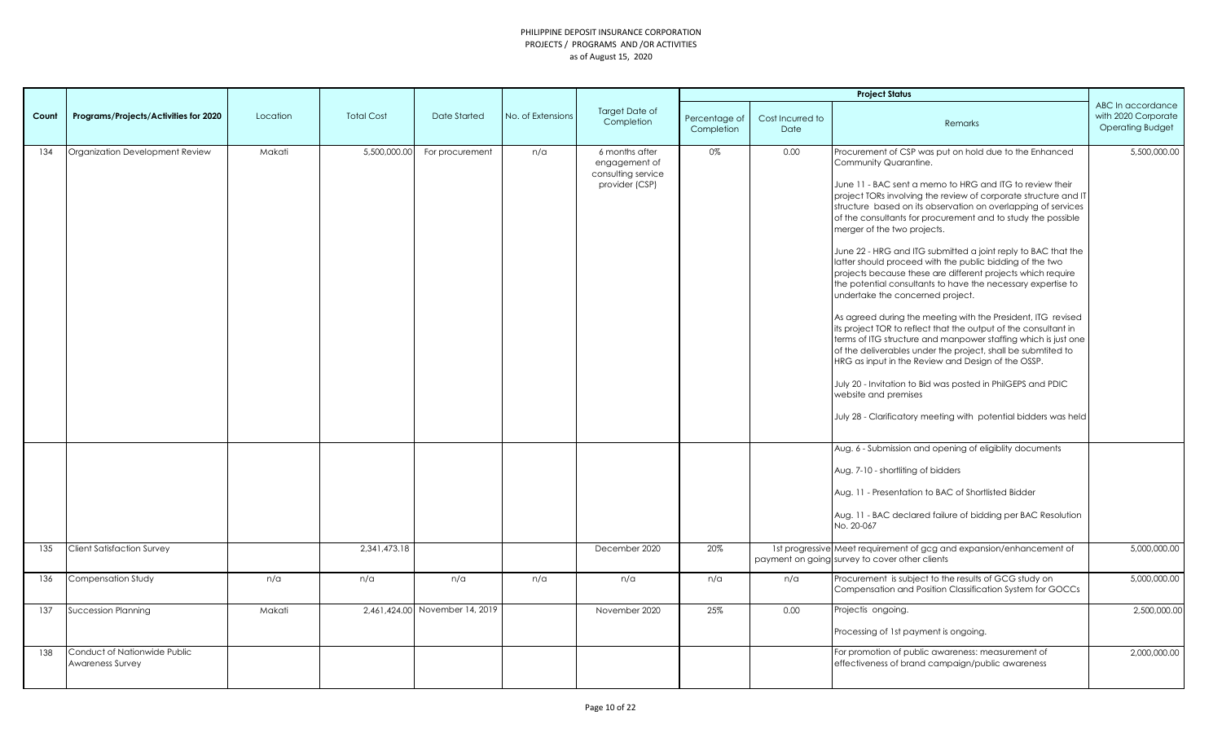PHILIPPINE DEPOSIT INSURANCE CORPORATION
PROJECTS / PROGRAMS AND /OR ACTIVITIES
as of August 15, 2020

| Count | Programs/Projects/Activities for 2020 | Location | Total Cost | Date Started | No. of Extensions | Target Date of Completion | Project Status | | | ABC In accordance with 2020 Corporate Operating Budget |
|---|---|---|---|---|---|---|---|---|---|---|
| | | | | | | | Percentage of Completion | Cost Incurred to Date | Remarks | |
| 134 | Organization Development Review | Makati | 5,500,000.00 | For procurement | n/a | 6 months after engagement of consulting service provider (CSP) | 0% | 0.00 | Procurement of CSP was put on hold due to the Enhanced Community Quarantine.<br><br>June 11 - BAC sent a memo to HRG and ITG to review their project TORs involving the review of corporate structure and IT structure based on its observation on overlapping of services of the consultants for procurement and to study the possible merger of the two projects.<br><br>June 22 - HRG and ITG submitted a joint reply to BAC that the latter should proceed with the public bidding of the two projects because these are different projects which require the potential consultants to have the necessary expertise to undertake the concerned project.<br><br>As agreed during the meeting with the President, ITG revised its project TOR to reflect that the output of the consultant in terms of ITG structure and manpower staffing which is just one of the deliverables under the project, shall be submtited to HRG as input in the Review and Design of the OSSP.<br><br>July 20 - Invitation to Bid was posted in PhilGEPS and PDIC website and premises<br><br>July 28 - Clarificatory meeting with potential bidders was held | 5,500,000.00 |
| | | | | | | | | | Aug. 6 - Submission and opening of eligiblity documents<br><br>Aug. 7-10 - shortliting of bidders<br><br>Aug. 11 - Presentation to BAC of Shortlisted Bidder<br><br>Aug. 11 - BAC declared failure of bidding per BAC Resolution No. 20-067 | |
| 135 | Client Satisfaction Survey | | 2,341,473.18 | | | December 2020 | 20% | 1st progressive payment on going | Meet requirement of gcg and expansion/enhancement of survey to cover other clients | 5,000,000.00 |
| 136 | Compensation Study | n/a | n/a | n/a | n/a | n/a | n/a | n/a | Procurement is subject to the results of GCG study on Compensation and Position Classification System for GOCCs | 5,000,000.00 |
| 137 | Succession Planning | Makati | 2,461,424.00 | November 14, 2019 | | November 2020 | 25% | 0.00 | Projectis ongoing.<br><br>Processing of 1st payment is ongoing. | 2,500,000.00 |
| 138 | Conduct of Nationwide Public Awareness Survey | | | | | | | | For promotion of public awareness: measurement of effectiveness of brand campaign/public awareness | 2,000,000.00 |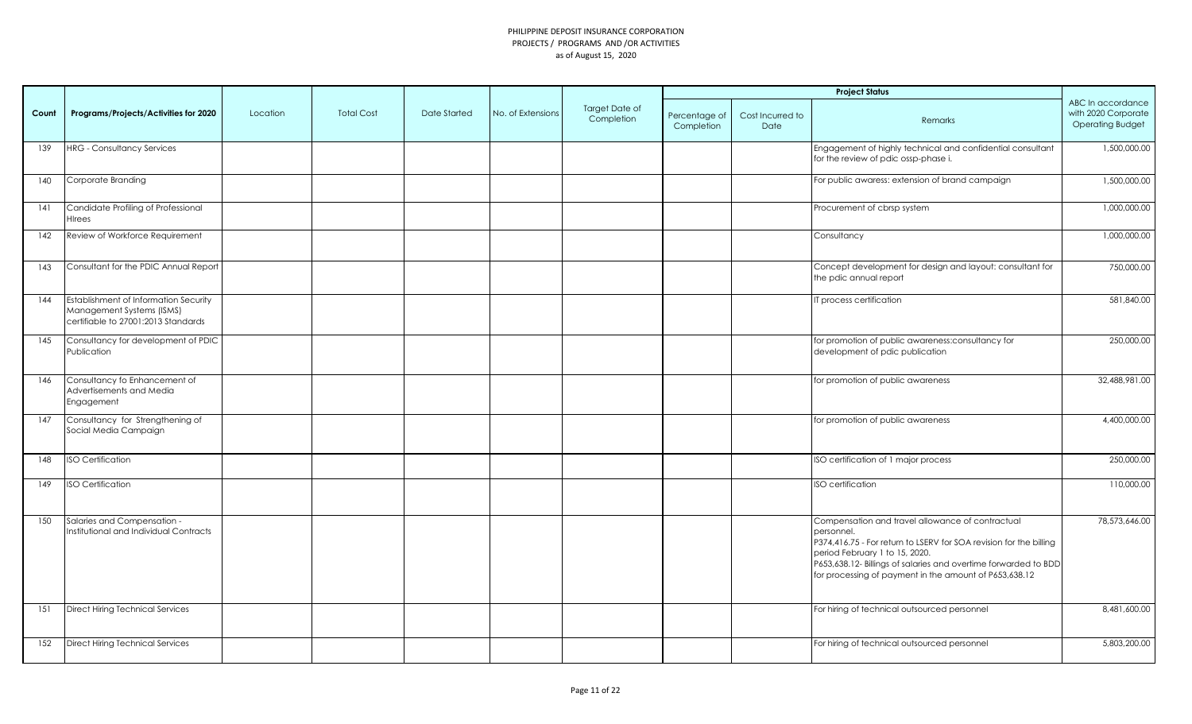PHILIPPINE DEPOSIT INSURANCE CORPORATION
PROJECTS / PROGRAMS AND /OR ACTIVITIES
as of August 15, 2020

| Count | Programs/Projects/Activities for 2020 | Location | Total Cost | Date Started | No. of Extensions | Target Date of Completion | Project Status | | | ABC In accordance with 2020 Corporate Operating Budget |
|---|---|---|---|---|---|---|---|---|---|---|
| | | | | | | | Percentage of Completion | Cost Incurred to Date | Remarks | |
| 139 | HRG - Consultancy Services | | | | | | | | Engagement of highly technical and confidential consultant for the review of pdic ossp-phase i. | 1,500,000.00 |
| 140 | Corporate Branding | | | | | | | | For public awaress: extension of brand campaign | 1,500,000.00 |
| 141 | Candidate Profiling of Professional HIrees | | | | | | | | Procurement of cbrsp system | 1,000,000.00 |
| 142 | Review of Workforce Requirement | | | | | | | | Consultancy | 1,000,000.00 |
| 143 | Consultant for the PDIC Annual Report | | | | | | | | Concept development for design and layout: consultant for the pdic annual report | 750,000.00 |
| 144 | Establishment of Information Security Management Systems (ISMS) certifiable to 27001:2013 Standards | | | | | | | | IT process certification | 581,840.00 |
| 145 | Consultancy for development of PDIC Publication | | | | | | | | for promotion of public awareness:consultancy for development of pdic publication | 250,000.00 |
| 146 | Consultancy fo Enhancement of Advertisements and Media Engagement | | | | | | | | for promotion of public awareness | 32,488,981.00 |
| 147 | Consultancy for Strengthening of Social Media Campaign | | | | | | | | for promotion of public awareness | 4,400,000.00 |
| 148 | ISO Certification | | | | | | | | ISO certification of 1 major process | 250,000.00 |
| 149 | ISO Certification | | | | | | | | ISO certification | 110,000.00 |
| 150 | Salaries and Compensation - Institutional and Individual Contracts | | | | | | | | Compensation and travel allowance of contractual personnel. P374,416.75 - For return to LSERV for SOA revision for the billing period February 1 to 15, 2020. P653,638.12- Billings of salaries and overtime forwarded to BDD for processing of payment in the amount of P653,638.12 | 78,573,646.00 |
| 151 | Direct Hiring Technical Services | | | | | | | | For hiring of technical outsourced personnel | 8,481,600.00 |
| 152 | Direct Hiring Technical Services | | | | | | | | For hiring of technical outsourced personnel | 5,803,200.00 |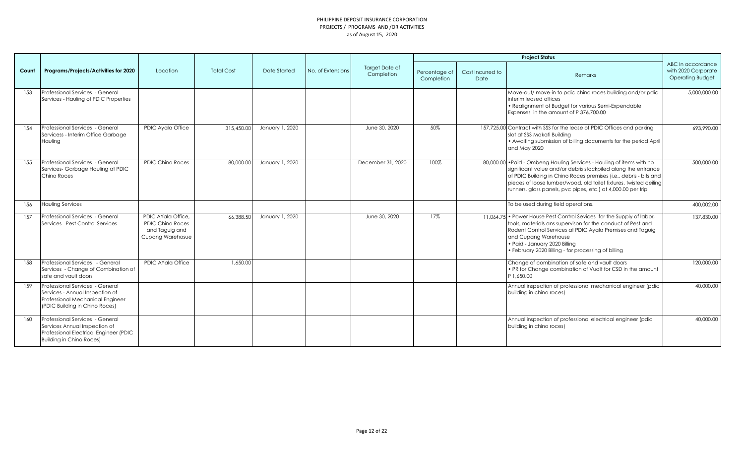# PHILIPPINE DEPOSIT INSURANCE CORPORATION
## PROJECTS / PROGRAMS AND /OR ACTIVITIES
### as of August 15, 2020

| Count | Programs/Projects/Activities for 2020 | Location | Total Cost | Date Started | No. of Extensions | Target Date of Completion | Project Status | | | ABC In accordance with 2020 Corporate Operating Budget |
|---|---|---|---|---|---|---|---|---|---|---|
| | | | | | | | Percentage of Completion | Cost Incurred to Date | Remarks | |
| 153 | Professional Services - General Services - Hauling of PDIC Properties | | | | | | | | Move-out/ move-in to pdic chino roces building and/or pdic interim leased offices<br>• Realignment of Budget for various Semi-Expendable Expenses in the amount of P 376,700.00 | 5,000,000.00 |
| 154 | Professional Services - General Servicess - Interim Office Garbage Hauling | PDIC Ayala Office | 315,450.00 | January 1, 2020 | | June 30, 2020 | 50% | 157,725.00 | Contract with SSS for the lease of PDIC Offices and parking slot at SSS Makati Building<br>• Awaiting submission of billing documents for the period April and May 2020 | 693,990.00 |
| 155 | Professional Services - General Services- Garbage Hauling at PDIC Chino Roces | PDIC Chino Roces | 80,000.00 | January 1, 2020 | | December 31, 2020 | 100% | 80,000.00 | •Paid - Ombeng Hauling Services - Hauling of items with no significant value and/or debris stockpiled along the entrance of PDIC Building in Chino Roces premises (i.e., debris - bits and pieces of loose lumber/wood, old toilet fixtures, twisted ceiling runners, glass panels, pvc pipes, etc.) at 4,000.00 per trip | 500,000.00 |
| 156 | Hauling Services | | | | | | | | To be used during field operations. | 400,002.00 |
| 157 | Professional Services - General Services Pest Control Services | PDIC AYala Office, PDIC Chino Roces and Taguig and Cupang Warehosue | 66,388.50 | January 1, 2020 | | June 30, 2020 | 17% | 11,064.75 | • Power House Pest Control Sevices for the Supply of labor, tools, materials ans supervison for the conduct of Pest and Rodent Control Services at PDIC Ayala Premises and Taguig and Cupang Warehouse<br>• Paid - January 2020 Billing<br>• February 2020 Billing - for processing of billing | 137,830.00 |
| 158 | Professional Services - General Services - Change of Combination of safe and vault doors | PDIC AYala Office | 1,650.00 | | | | | | Change of combination of safe and vault doors<br>• PR for Change combination of Vualt for CSD in the amount P 1,650.00 | 120,000.00 |
| 159 | Professional Services - General Services - Annual Inspection of Professional Mechanical Engineer (PDIC Building in Chino Roces) | | | | | | | | Annual inspection of professional mechanical engineer (pdic building in chino roces) | 40,000.00 |
| 160 | Professional Services - General Services Annual Inspection of Professional Electrical Engineer (PDIC Building in Chino Roces) | | | | | | | | Annual inspection of professional electrical engineer (pdic building in chino roces) | 40,000.00 |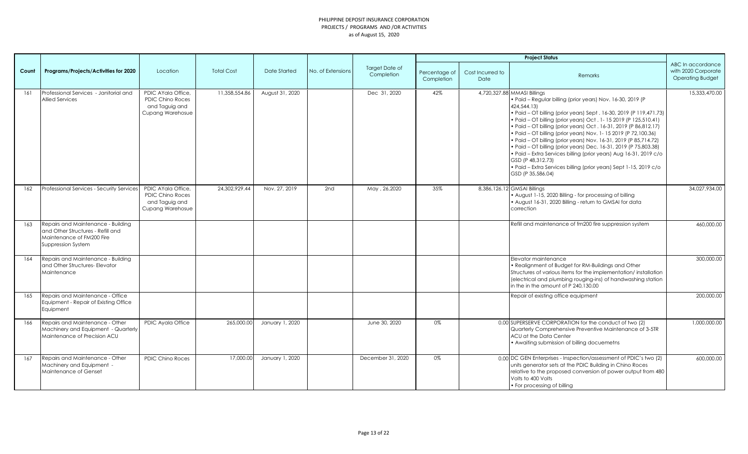PHILIPPINE DEPOSIT INSURANCE CORPORATION
PROJECTS / PROGRAMS AND /OR ACTIVITIES
as of August 15, 2020

| Count | Programs/Projects/Activities for 2020 | Location | Total Cost | Date Started | No. of Extensions | Target Date of Completion | Project Status | | | ABC In accordance with 2020 Corporate Operating Budget |
|---|---|---|---|---|---|---|---|---|---|---|
| | | | | | | | Percentage of Completion | Cost Incurred to Date | Remarks | |
| 161 | Professional Services - Janitorial and Allied Services | PDIC AYala Office, PDIC Chino Roces and Taguig and Cupang Warehosue | 11,358,554.86 | August 31, 2020 | | Dec 31, 2020 | 42% | 4,720,327.88 | MMASI Billings<br>• Paid – Regular billing (prior years) Nov. 16-30, 2019 (P 424,544.13)<br>• Paid – OT billing (prior years) Sept . 16-30, 2019 (P 119,471.73)<br>• Paid – OT billing (prior years) Oct . 1- 15 2019 (P 125,510.41)<br>• Paid – OT billing (prior years) Oct . 16-31, 2019 (P 86,812.17)<br>• Paid – OT billing (prior years) Nov. 1- 15 2019 (P 72,100.36)<br>• Paid – OT billing (prior years) Nov. 16-31, 2019 (P 85,714.72)<br>• Paid – OT billing (prior years) Dec. 16-31, 2019 (P 75,803.38)<br>• Paid – Extra Services billing (prior years) Aug 16-31, 2019 c/o GSD (P 48,312.73)<br>• Paid – Extra Services billing (prior years) Sept 1-15, 2019 c/o GSD (P 35,586.04) | 15,333,470.00 |
| 162 | Professional Services - Security Services | PDIC AYala Office, PDIC Chino Roces and Taguig and Cupang Warehosue | 24,302,929.44 | Nov. 27, 2019 | 2nd | May , 26,2020 | 35% | 8,386,126.12 | GMSAI Billings<br>• August 1-15, 2020 Billing - for processing of billing<br>• August 16-31, 2020 Billing - return to GMSAI for data correction | 34,027,934.00 |
| 163 | Repairs and Maintenance - Building and Other Structures - Refill and Maintenance of FM200 Fire Suppression System | | | | | | | | Refill and maintenance of fm200 fire suppression system | 460,000.00 |
| 164 | Repairs and Maintenance - Building and Other Structures- Elevator Maintenance | | | | | | | | Elevator maintenance<br>• Realignment of Budget for RM-Buildings and Other Structures of various items for the implementation/ installation (electrical and plumbing rouging-ins) of handwashing station in the in the amount of P 240,130.00 | 300,000.00 |
| 165 | Repairs and Maintenance - Office Equipment - Repair of Existing Office Equipment | | | | | | | | Repair of existing office equipment | 200,000.00 |
| 166 | Repairs and Maintenance - Other Machinery and Equipment - Quarterly Maintenance of Precision ACU | PDIC Ayala Office | 265,000.00 | January 1, 2020 | | June 30, 2020 | 0% | 0.00 | SUPERSERVE CORPORATION for the conduct of two (2) Quarterly Comprehensive Preventive Maintenance of 3-5TR ACU at the Data Center<br>• Awaiting submission of billing docuemetns | 1,000,000.00 |
| 167 | Repairs and Maintenance - Other Machinery and Equipment - Maintenance of Genset | PDIC Chino Roces | 17,000.00 | January 1, 2020 | | December 31, 2020 | 0% | 0.00 | DC GEN Enterprises - Inspection/assessment of PDIC's two (2) units generator sets at the PDIC Building in Chino Roces relative to the proposed conversion of power output from 480 Volts to 400 Volts<br>• For processing of billing | 600,000.00 |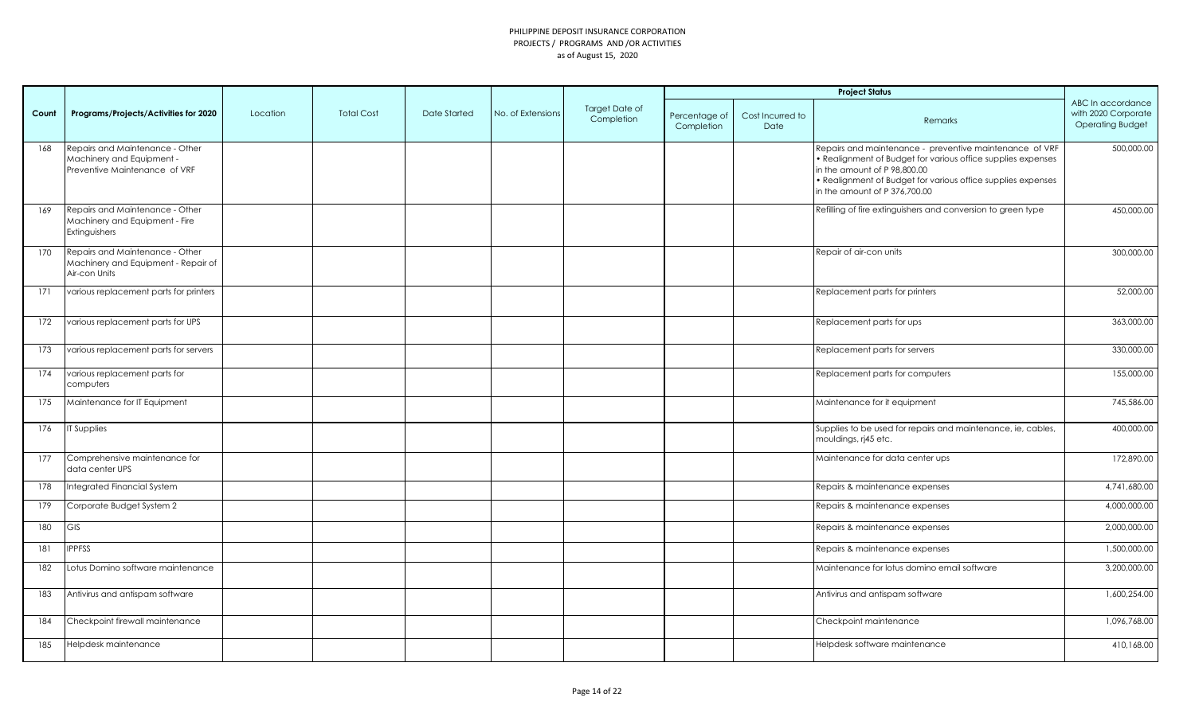# PHILIPPINE DEPOSIT INSURANCE CORPORATION
## PROJECTS / PROGRAMS AND /OR ACTIVITIES
### as of August 15, 2020

| Count | Programs/Projects/Activities for 2020 | Location | Total Cost | Date Started | No. of Extensions | Target Date of Completion | Project Status | | | ABC In accordance with 2020 Corporate Operating Budget |
|---|---|---|---|---|---|---|---|---|---|---|
| | | | | | | | Percentage of Completion | Cost Incurred to Date | Remarks | |
| 168 | Repairs and Maintenance - Other Machinery and Equipment - Preventive Maintenance of VRF | | | | | | | | Repairs and maintenance - preventive maintenance of VRF • Realignment of Budget for various office supplies expenses in the amount of P 98,800.00 • Realignment of Budget for various office supplies expenses in the amount of P 376,700.00 | 500,000.00 |
| 169 | Repairs and Maintenance - Other Machinery and Equipment - Fire Extinguishers | | | | | | | | Refilling of fire extinguishers and conversion to green type | 450,000.00 |
| 170 | Repairs and Maintenance - Other Machinery and Equipment - Repair of Air-con Units | | | | | | | | Repair of air-con units | 300,000.00 |
| 171 | various replacement parts for printers | | | | | | | | Replacement parts for printers | 52,000.00 |
| 172 | various replacement parts for UPS | | | | | | | | Replacement parts for ups | 363,000.00 |
| 173 | various replacement parts for servers | | | | | | | | Replacement parts for servers | 330,000.00 |
| 174 | various replacement parts for computers | | | | | | | | Replacement parts for computers | 155,000.00 |
| 175 | Maintenance for IT Equipment | | | | | | | | Maintenance for it equipment | 745,586.00 |
| 176 | IT Supplies | | | | | | | | Supplies to be used for repairs and maintenance, ie, cables, mouldings, rj45 etc. | 400,000.00 |
| 177 | Comprehensive maintenance for data center UPS | | | | | | | | Maintenance for data center ups | 172,890.00 |
| 178 | Integrated Financial System | | | | | | | | Repairs & maintenance expenses | 4,741,680.00 |
| 179 | Corporate Budget System 2 | | | | | | | | Repairs & maintenance expenses | 4,000,000.00 |
| 180 | GIS | | | | | | | | Repairs & maintenance expenses | 2,000,000.00 |
| 181 | IPPFSS | | | | | | | | Repairs & maintenance expenses | 1,500,000.00 |
| 182 | Lotus Domino software maintenance | | | | | | | | Maintenance for lotus domino email software | 3,200,000.00 |
| 183 | Antivirus and antispam software | | | | | | | | Antivirus and antispam software | 1,600,254.00 |
| 184 | Checkpoint firewall maintenance | | | | | | | | Checkpoint maintenance | 1,096,768.00 |
| 185 | Helpdesk maintenance | | | | | | | | Helpdesk software maintenance | 410,168.00 |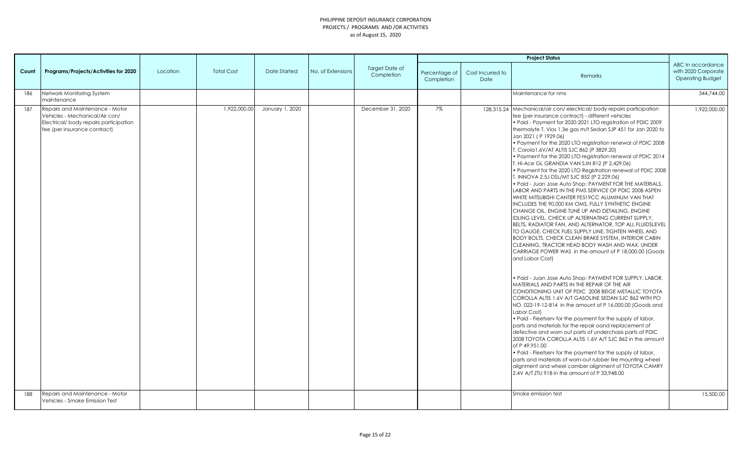PHILIPPINE DEPOSIT INSURANCE CORPORATION
PROJECTS / PROGRAMS AND /OR ACTIVITIES
as of August 15, 2020

| Count | Programs/Projects/Activities for 2020 | Location | Total Cost | Date Started | No. of Extensions | Target Date of Completion | Project Status | | | ABC In accordance with 2020 Corporate Operating Budget |
|---|---|---|---|---|---|---|---|---|---|---|
| | | | | | | | Percentage of Completion | Cost Incurred to Date | Remarks | |
| 186 | Network Monitoring System maintenance | | | | | | | | Maintenance for nms | 344,744.00 |
| 187 | Repairs and Maintenance - Motor Vehicles - Mechanical/Air con/ Electrical/ body repairs participation fee (per insurance contract) | | 1,922,000.00 | January 1, 2020 | | December 31, 2020 | 7% | 128,315.24 | Mechanical/air con/ electrical/ body repairs participation fee (per insurance contract) - different vehicles<br>• Paid - Payment for 2020-2021 LTO registration of PDIC 2009 thermalyte T. Vios 1.3e gas m/t Sedan SJP 451 for Jan 2020 to Jan 2021 ( P 1929.06)<br>• Payment for the 2020 LTO registration renewal of PDIC 2008 T. Corola1.6V/AT ALTIS SJC 862 (P 3829.20)<br>• Payment for the 2020 LTO registration renewal of PDIC 2014 T. Hi-Ace GL GRANDIA VAN SJN 812 (P 2,429.06)<br>• Payment for the 2020 LTO Registration renewal of PDIC 2008 T. INNOVA 2.5J DSL/MT SJC 852 (P 2,229.06)<br>• Paid - Juan Jose Auto Shop: PAYMENT FOR THE MATERIALS, LABOR AND PARTS IN THE PMS SERVICE OF PDIC 2008 ASPEN WHITE MITSUBISHI CANTER FE519CC ALUMINUM VAN THAT INCLUDES THE 90,000 KM OMS, FULLY SYNTHETIC ENGINE CHANGE OIL, ENGINE TUNE UP AND DETAILING, ENGINE IDLING LEVEL, CHECK UP ALTERNATING CURRENT SUPPLY, BELTS, RADIATOR FAN, AND ALTERNATOR, TOP ALL FLUIDSLEVEL TO GAUGE, CHECK FUEL SUPPLY LINE, TIGHTEN WHEEL AND BODY BOLTS, CHECK CLEAN BRAKE SYSTEM, INTERIOR CABIN CLEANING, TRACTOR HEAD BODY WASH AND WAX, UNDER CARRIAGE POWER WAS in the amount of P 18,000.00 (Goods and Labor Cost)<br><br>• Paid - Juan Jose Auto Shop: PAYMENT FOR SUPPLY, LABOR, MATERIALS AND PARTS IN THE REPAIR OF THE AIR CONDITIONING UNIT OF PDIC 2008 BEIGE METALLIC TOYOTA COROLLA ALTIS 1.6V A/T GASOLINE SEDAN SJC 862 WITH PO NO. 022-19-12-814 in the amount of P 16,000.00 (Goods and Labor Cost)<br>• Paid - Fleetserv for the payment for the supply of labor, parts and materials for the repair oand replacement of defective and worn out parts of underchasis parts of PDIC 2008 TOYOTA COROLLA ALTIS 1.6V A/T SJC 862 in the amount of P 49,951.00<br>• Paid - Fleetserv for the payment for the supply of labor, parts and materials of worn-out rubber tire mounting wheel alignment and wheel camber alignment of TOYOTA CAMRY 2.4V A/T ZTU 918 in the amount of P 33,948.00 | 1,922,000.00 |
| 188 | Repairs and Maintenance - Motor Vehicles - Smoke Emission Test | | | | | | | | Smoke emission test | 15,500.00 |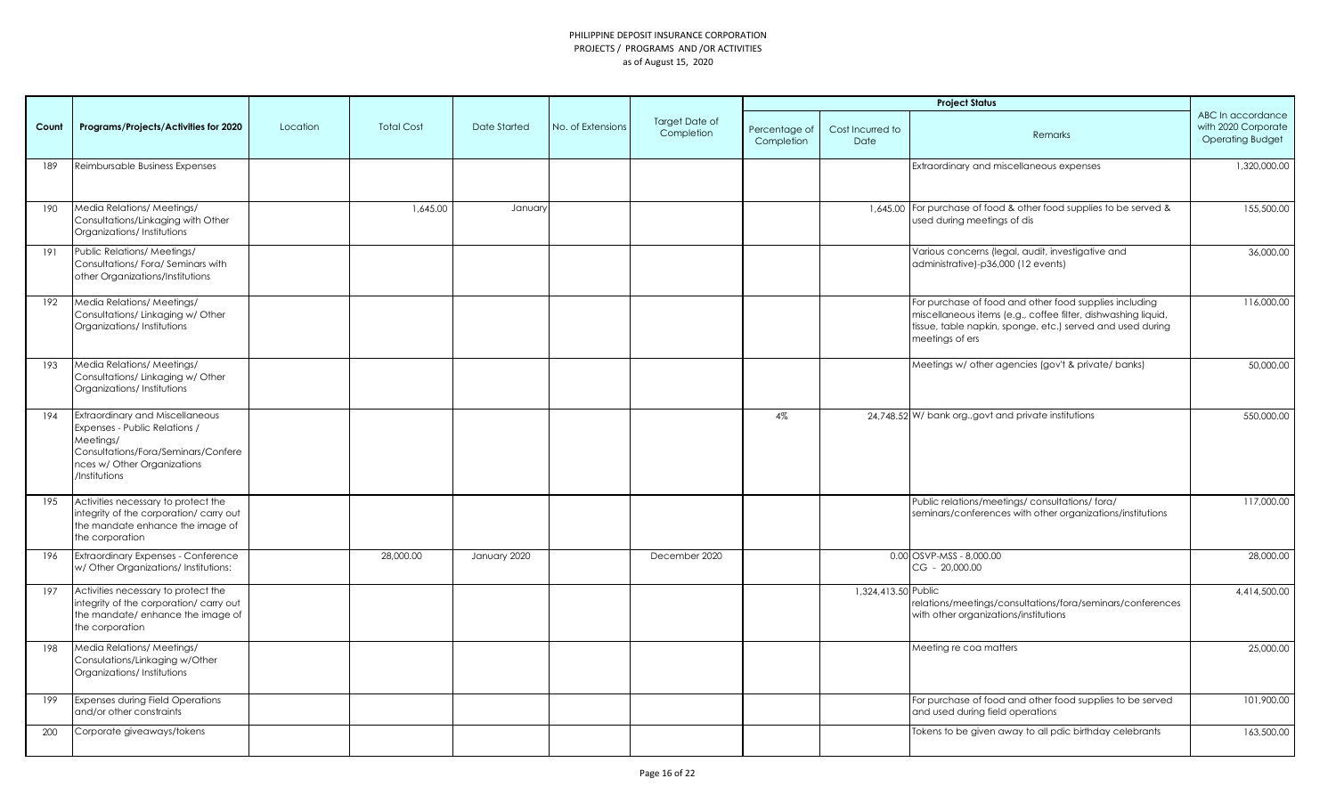PHILIPPINE DEPOSIT INSURANCE CORPORATION
PROJECTS / PROGRAMS AND /OR ACTIVITIES
as of August 15, 2020

| Count | Programs/Projects/Activities for 2020 | Location | Total Cost | Date Started | No. of Extensions | Target Date of Completion | Project Status | | | ABC In accordance with 2020 Corporate Operating Budget |
|---|---|---|---|---|---|---|---|---|---|---|
| | | | | | | | Percentage of Completion | Cost Incurred to Date | Remarks | |
| 189 | Reimbursable Business Expenses | | | | | | | | Extraordinary and miscellaneous expenses | 1,320,000.00 |
| 190 | Media Relations/ Meetings/ Consultations/Linkaging with Other Organizations/ Institutions | | 1,645.00 | January | | | | 1,645.00 | For purchase of food & other food supplies to be served & used during meetings of dis | 155,500.00 |
| 191 | Public Relations/ Meetings/ Consultations/ Fora/ Seminars with other Organizations/Institutions | | | | | | | | Various concerns (legal, audit, investigative and administrative)-p36,000 (12 events) | 36,000.00 |
| 192 | Media Relations/ Meetings/ Consultations/ Linkaging w/ Other Organizations/ Institutions | | | | | | | | For purchase of food and other food supplies including miscellaneous items (e.g., coffee filter, dishwashing liquid, tissue, table napkin, sponge, etc.) served and used during meetings of ers | 116,000.00 |
| 193 | Media Relations/ Meetings/ Consultations/ Linkaging w/ Other Organizations/ Institutions | | | | | | | | Meetings w/ other agencies (gov't & private/ banks) | 50,000.00 |
| 194 | Extraordinary and Miscellaneous Expenses - Public Relations / Meetings/ Consultations/Fora/Seminars/Conferences w/ Other Organizations /Institutions | | | | | | 4% | 24,748.52 | W/ bank org.,govt and private institutions | 550,000.00 |
| 195 | Activities necessary to protect the integrity of the corporation/ carry out the mandate enhance the image of the corporation | | | | | | | | Public relations/meetings/ consultations/ fora/ seminars/conferences with other organizations/institutions | 117,000.00 |
| 196 | Extraordinary Expenses - Conference w/ Other Organizations/ Institutions: | | 28,000.00 | January 2020 | | December 2020 | | 0.00 | OSVP-MSS - 8,000.00<br>CG - 20,000.00 | 28,000.00 |
| 197 | Activities necessary to protect the integrity of the corporation/ carry out the mandate/ enhance the image of the corporation | | | | | | | 1,324,413.50 | Public relations/meetings/consultations/fora/seminars/conferences with other organizations/institutions | 4,414,500.00 |
| 198 | Media Relations/ Meetings/ Consulations/Linkaging w/Other Organizations/ Institutions | | | | | | | | Meeting re coa matters | 25,000.00 |
| 199 | Expenses during Field Operations and/or other constraints | | | | | | | | For purchase of food and other food supplies to be served and used during field operations | 101,900.00 |
| 200 | Corporate giveaways/tokens | | | | | | | | Tokens to be given away to all pdic birthday celebrants | 163,500.00 |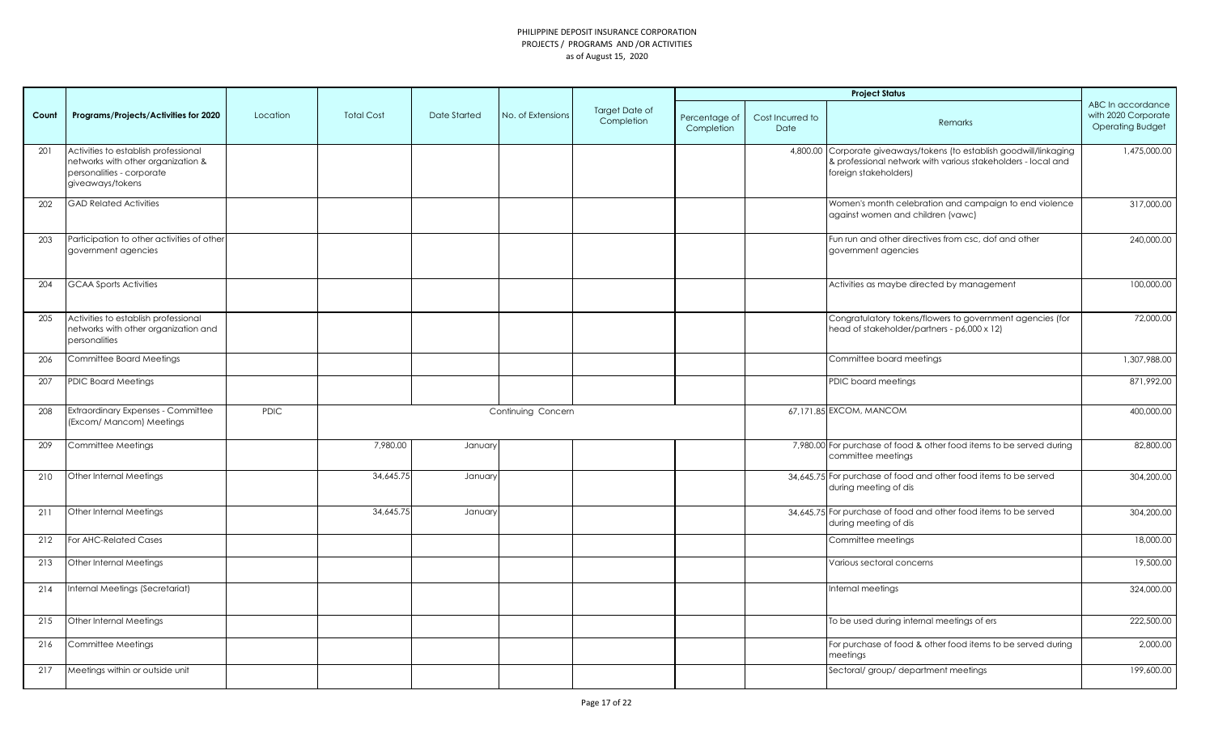PHILIPPINE DEPOSIT INSURANCE CORPORATION
PROJECTS / PROGRAMS AND /OR ACTIVITIES
as of August 15, 2020

| Count | Programs/Projects/Activities for 2020 | Location | Total Cost | Date Started | No. of Extensions | Target Date of Completion | Project Status | | | ABC In accordance with 2020 Corporate Operating Budget |
|---|---|---|---|---|---|---|---|---|---|---|
| | | | | | | | Percentage of Completion | Cost Incurred to Date | Remarks | |
| 201 | Activities to establish professional networks with other organization & personalities - corporate giveaways/tokens | | | | | | | 4,800.00 | Corporate giveaways/tokens (to establish goodwill/linkaging & professional network with various stakeholders - local and foreign stakeholders) | 1,475,000.00 |
| 202 | GAD Related Activities | | | | | | | | Women's month celebration and campaign to end violence against women and children (vawc) | 317,000.00 |
| 203 | Participation to other activities of other government agencies | | | | | | | | Fun run and other directives from csc, dof and other government agencies | 240,000.00 |
| 204 | GCAA Sports Activities | | | | | | | | Activities as maybe directed by management | 100,000.00 |
| 205 | Activities to establish professional networks with other organization and personalities | | | | | | | | Congratulatory tokens/flowers to government agencies (for head of stakeholder/partners - p6,000 x 12) | 72,000.00 |
| 206 | Committee Board Meetings | | | | | | | | Committee board meetings | 1,307,988.00 |
| 207 | PDIC Board Meetings | | | | | | | | PDIC board meetings | 871,992.00 |
| 208 | Extraordinary Expenses - Committee (Excom/ Mancom) Meetings | PDIC | Continuing Concern | | | | | 67,171.85 | EXCOM, MANCOM | 400,000.00 |
| 209 | Committee Meetings | | 7,980.00 | January | | | | 7,980.00 | For purchase of food & other food items to be served during committee meetings | 82,800.00 |
| 210 | Other Internal Meetings | | 34,645.75 | January | | | | 34,645.75 | For purchase of food and other food items to be served during meeting of dis | 304,200.00 |
| 211 | Other Internal Meetings | | 34,645.75 | January | | | | 34,645.75 | For purchase of food and other food items to be served during meeting of dis | 304,200.00 |
| 212 | For AHC-Related Cases | | | | | | | | Committee meetings | 18,000.00 |
| 213 | Other Internal Meetings | | | | | | | | Various sectoral concerns | 19,500.00 |
| 214 | Internal Meetings (Secretariat) | | | | | | | | Internal meetings | 324,000.00 |
| 215 | Other Internal Meetings | | | | | | | | To be used during internal meetings of ers | 222,500.00 |
| 216 | Committee Meetings | | | | | | | | For purchase of food & other food items to be served during meetings | 2,000.00 |
| 217 | Meetings within or outside unit | | | | | | | | Sectoral/ group/ department meetings | 199,600.00 |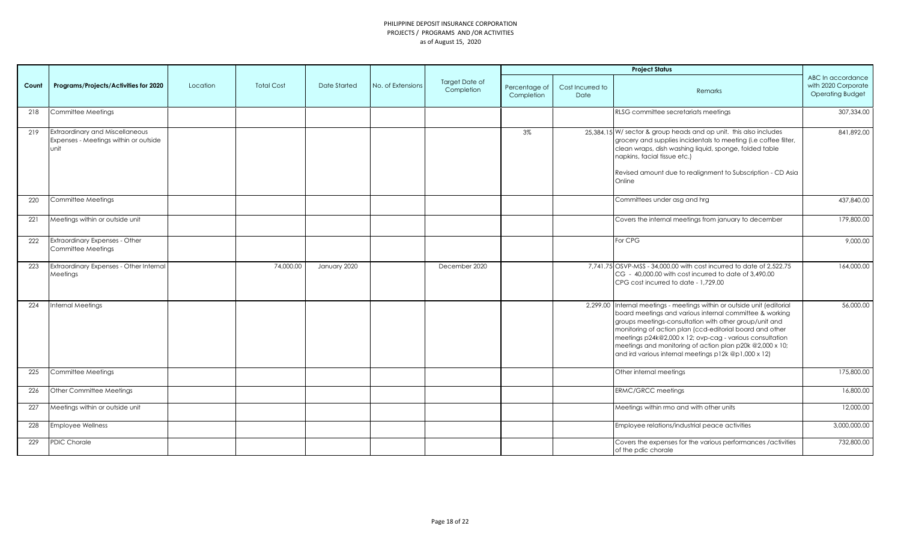PHILIPPINE DEPOSIT INSURANCE CORPORATION
PROJECTS / PROGRAMS AND /OR ACTIVITIES
as of August 15, 2020

| Count | Programs/Projects/Activities for 2020 | Location | Total Cost | Date Started | No. of Extensions | Target Date of Completion | Project Status | | | ABC In accordance with 2020 Corporate Operating Budget |
|---|---|---|---|---|---|---|---|---|---|---|
| | | | | | | | Percentage of Completion | Cost Incurred to Date | Remarks | |
| 218 | Committee Meetings | | | | | | | | RLSG committee secretariats meetings | 307,334.00 |
| 219 | Extraordinary and Miscellaneous Expenses - Meetings within or outside unit | | | | | | 3% | 25,384.15 | W/ sector & group heads and op unit. this also includes grocery and supplies incidentals to meeting (i.e coffee filter, clean wraps, dish washing liquid, sponge, folded table napkins, facial tissue etc.)<br><br>Revised amount due to realignment to Subscription - CD Asia Online | 841,892.00 |
| 220 | Committee Meetings | | | | | | | | Committees under asg and hrg | 437,840.00 |
| 221 | Meetings within or outside unit | | | | | | | | Covers the internal meetings from january to december | 179,800.00 |
| 222 | Extraordinary Expenses - Other Committee Meetings | | | | | | | | For CPG | 9,000.00 |
| 223 | Extraordinary Expenses - Other Internal Meetings | | 74,000.00 | January 2020 | | December 2020 | | 7,741.75 | OSVP-MSS - 34,000.00 with cost incurred to date of 2,522.75<br>CG - 40,000.00 with cost incurred to date of 3,490.00<br>CPG cost incurred to date - 1,729.00 | 164,000.00 |
| 224 | Internal Meetings | | | | | | | 2,299.00 | Internal meetings - meetings within or outside unit (editorial board meetings and various internal committee & working groups meetings-consultation with other group/unit and monitoring of action plan (ccd-editorial board and other meetings p24k@2,000 x 12; ovp-cag - various consultation meetings and monitoring of action plan p20k @2,000 x 10; and ird various internal meetings p12k @p1,000 x 12) | 56,000.00 |
| 225 | Committee Meetings | | | | | | | | Other internal meetings | 175,800.00 |
| 226 | Other Committee Meetings | | | | | | | | ERMC/GRCC meetings | 16,800.00 |
| 227 | Meetings within or outside unit | | | | | | | | Meetings within rmo and with other units | 12,000.00 |
| 228 | Employee Wellness | | | | | | | | Employee relations/industrial peace activities | 3,000,000.00 |
| 229 | PDIC Chorale | | | | | | | | Covers the expenses for the various performances /activities of the pdic chorale | 732,800.00 |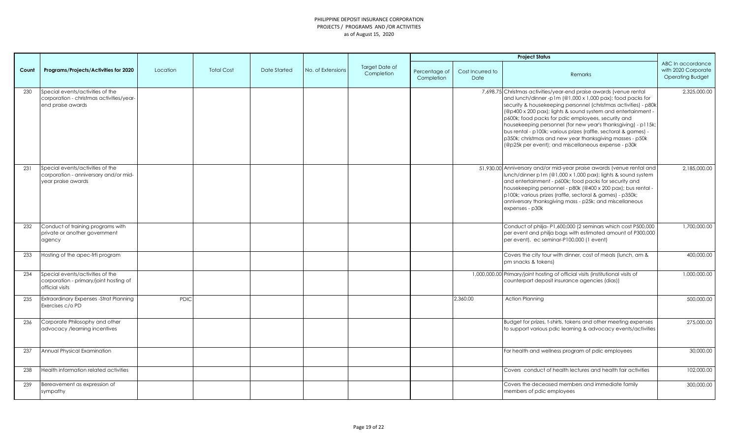# PHILIPPINE DEPOSIT INSURANCE CORPORATION
## PROJECTS / PROGRAMS AND /OR ACTIVITIES
### as of August 15, 2020

| Count | Programs/Projects/Activities for 2020 | Location | Total Cost | Date Started | No. of Extensions | Target Date of Completion | Project Status | | | ABC In accordance with 2020 Corporate Operating Budget |
|---|---|---|---|---|---|---|---|---|---|---|
| | | | | | | | Percentage of Completion | Cost Incurred to Date | Remarks | |
| 230 | Special events/activities of the corporation - christmas activities/year-end praise awards | | | | | | | 7,698.75 | Christmas activities/year-end praise awards (venue rental and lunch/dinner -p1m (@1,000 x 1,000 pax); food packs for security & housekeeping personnel (christmas activities) - p80k (@p400 x 200 pax); lights & sound system and entertainment - p600k; food packs for pdic employees, security and housekeeping personnel (for new year's thanksgiving) - p115k; bus rental - p100k; various prizes (raffle, sectoral & games) - p350k; christmas and new year thanksgiving masses - p50k (@p25k per event); and miscellaneous expense - p30k | 2,325,000.00 |
| 231 | Special events/activities of the corporation - anniversary and/or mid-year praise awards | | | | | | | 51,930.00 | Anniversary and/or mid-year praise awards (venue rental and lunch/dinner p1m (@1,000 x 1,000 pax); lights & sound system and entertainment - p600k; food packs for security and housekeeping personnel - p80k (@400 x 200 pax); bus rental - p100k; various prizes (raffle, sectoral & games) - p350k; anniversary thanksgiving mass - p25k; and miscellaneous expenses - p30k | 2,185,000.00 |
| 232 | Conduct of training programs with private or another government agency | | | | | | | | Conduct of philja- P1,600,000 (2 seminars which cost P500,000 per event and philja bags with estimated amount of P300,000 per event), ec seminar-P100,000 (1 event) | 1,700,000.00 |
| 233 | Hosting of the apec-frti program | | | | | | | | Covers the city tour with dinner, cost of meals (lunch, am & pm snacks & tokens) | 400,000.00 |
| 234 | Special events/activities of the corporation - primary/joint hosting of official visits | | | | | | | 1,000,000.00 | Primary/joint hosting of official visits (institutional visits of counterpart deposit insurance agencies (dias)) | 1,000,000.00 |
| 235 | Extraordinary Expenses -Strat Planning Exercises c/o PD | PDIC | | | | | | 2,360.00 | Action Planning | 500,000.00 |
| 236 | Corporate Philosophy and other advocacy /learning incentives | | | | | | | | Budget for prizes, t-shirts, tokens and other meeting expenses to support various pdic learning & advocacy events/activities | 275,000.00 |
| 237 | Annual Physical Examination | | | | | | | | For health and wellness program of pdic employees | 30,000.00 |
| 238 | Health information related activities | | | | | | | | Covers conduct of health lectures and health fair activities | 102,000.00 |
| 239 | Bereavement as expression of sympathy | | | | | | | | Covers the deceased members and immediate family members of pdic employees | 300,000.00 |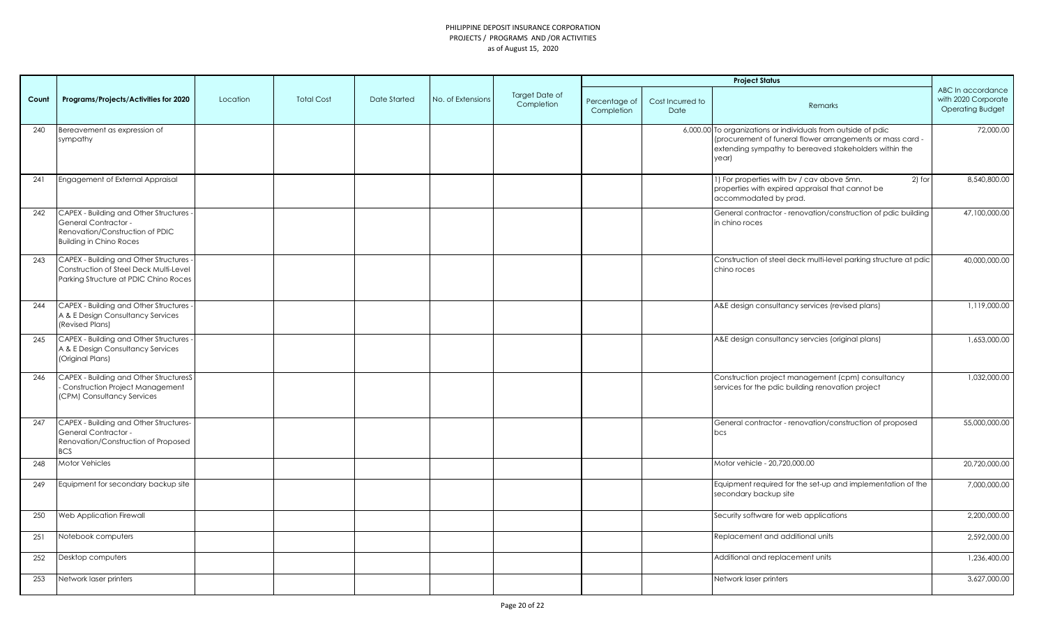PHILIPPINE DEPOSIT INSURANCE CORPORATION
PROJECTS / PROGRAMS AND /OR ACTIVITIES
as of August 15, 2020

| Count | Programs/Projects/Activities for 2020 | Location | Total Cost | Date Started | No. of Extensions | Target Date of Completion | Project Status | | | ABC In accordance with 2020 Corporate Operating Budget |
|---|---|---|---|---|---|---|---|---|---|---|
| | | | | | | | Percentage of Completion | Cost Incurred to Date | Remarks | |
| 240 | Bereavement as expression of sympathy | | | | | | | 6,000.00 | To organizations or individuals from outside of pdic (procurement of funeral flower arrangements or mass card - extending sympathy to bereaved stakeholders within the year) | 72,000.00 |
| 241 | Engagement of External Appraisal | | | | | | | | 1) For properties with bv / cav above 5mn. 2) for properties with expired appraisal that cannot be accommodated by prad. | 8,540,800.00 |
| 242 | CAPEX - Building and Other Structures - General Contractor - Renovation/Construction of PDIC Building in Chino Roces | | | | | | | | General contractor - renovation/construction of pdic building in chino roces | 47,100,000.00 |
| 243 | CAPEX - Building and Other Structures - Construction of Steel Deck Multi-Level Parking Structure at PDIC Chino Roces | | | | | | | | Construction of steel deck multi-level parking structure at pdic chino roces | 40,000,000.00 |
| 244 | CAPEX - Building and Other Structures - A & E Design Consultancy Services (Revised Plans) | | | | | | | | A&E design consultancy services (revised plans) | 1,119,000.00 |
| 245 | CAPEX - Building and Other Structures - A & E Design Consultancy Services (Original Plans) | | | | | | | | A&E design consultancy servcies (original plans) | 1,653,000.00 |
| 246 | CAPEX - Building and Other StructuresS - Construction Project Management (CPM) Consultancy Services | | | | | | | | Construction project management (cpm) consultancy services for the pdic building renovation project | 1,032,000.00 |
| 247 | CAPEX - Building and Other Structures- General Contractor - Renovation/Construction of Proposed BCS | | | | | | | | General contractor - renovation/construction of proposed bcs | 55,000,000.00 |
| 248 | Motor Vehicles | | | | | | | | Motor vehicle - 20,720,000.00 | 20,720,000.00 |
| 249 | Equipment for secondary backup site | | | | | | | | Equipment required for the set-up and implementation of the secondary backup site | 7,000,000.00 |
| 250 | Web Application Firewall | | | | | | | | Security software for web applications | 2,200,000.00 |
| 251 | Notebook computers | | | | | | | | Replacement and additional units | 2,592,000.00 |
| 252 | Desktop computers | | | | | | | | Additional and replacement units | 1,236,400.00 |
| 253 | Network laser printers | | | | | | | | Network laser printers | 3,627,000.00 |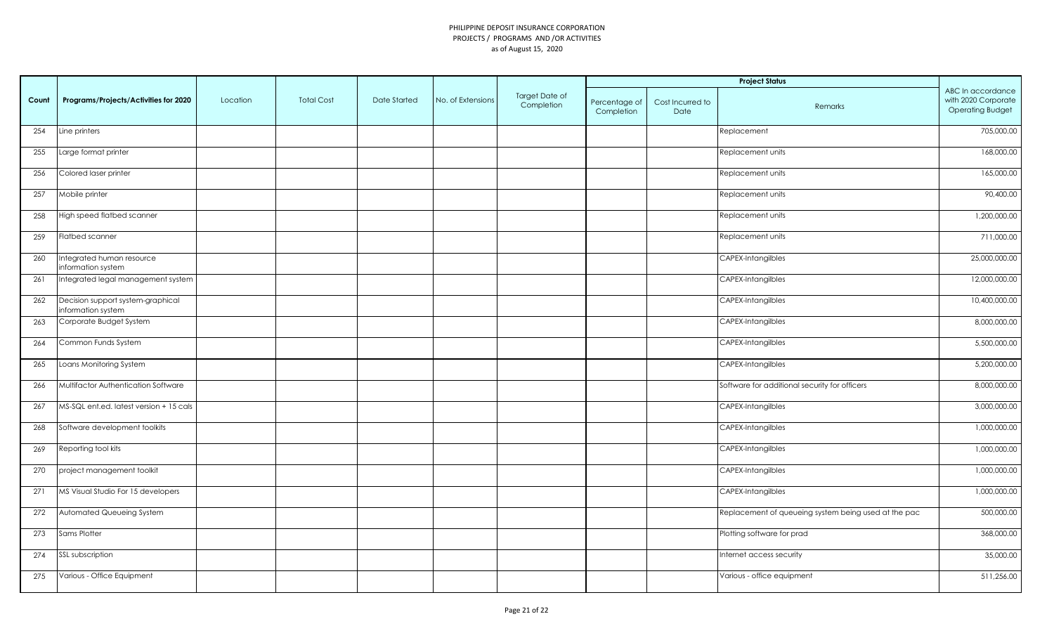PHILIPPINE DEPOSIT INSURANCE CORPORATION
PROJECTS / PROGRAMS AND /OR ACTIVITIES
as of August 15, 2020

| Count | Programs/Projects/Activities for 2020 | Location | Total Cost | Date Started | No. of Extensions | Target Date of Completion | Project Status | | | ABC In accordance with 2020 Corporate Operating Budget |
|---|---|---|---|---|---|---|---|---|---|---|
| | | | | | | | Percentage of Completion | Cost Incurred to Date | Remarks | |
| 254 | Line printers | | | | | | | | Replacement | 705,000.00 |
| 255 | Large format printer | | | | | | | | Replacement units | 168,000.00 |
| 256 | Colored laser printer | | | | | | | | Replacement units | 165,000.00 |
| 257 | Mobile printer | | | | | | | | Replacement units | 90,400.00 |
| 258 | High speed flatbed scanner | | | | | | | | Replacement units | 1,200,000.00 |
| 259 | Flatbed scanner | | | | | | | | Replacement units | 711,000.00 |
| 260 | Integrated human resource information system | | | | | | | | CAPEX-Intangilbles | 25,000,000.00 |
| 261 | Integrated legal management system | | | | | | | | CAPEX-Intangilbles | 12,000,000.00 |
| 262 | Decision support system-graphical information system | | | | | | | | CAPEX-Intangilbles | 10,400,000.00 |
| 263 | Corporate Budget System | | | | | | | | CAPEX-Intangilbles | 8,000,000.00 |
| 264 | Common Funds System | | | | | | | | CAPEX-Intangilbles | 5,500,000.00 |
| 265 | Loans Monitoring System | | | | | | | | CAPEX-Intangilbles | 5,200,000.00 |
| 266 | Multifactor Authentication Software | | | | | | | | Software for additional security for officers | 8,000,000.00 |
| 267 | MS-SQL ent.ed. latest version + 15 cals | | | | | | | | CAPEX-Intangilbles | 3,000,000.00 |
| 268 | Software development toolkits | | | | | | | | CAPEX-Intangilbles | 1,000,000.00 |
| 269 | Reporting tool kits | | | | | | | | CAPEX-Intangilbles | 1,000,000.00 |
| 270 | project management toolkit | | | | | | | | CAPEX-Intangilbles | 1,000,000.00 |
| 271 | MS Visual Studio For 15 developers | | | | | | | | CAPEX-Intangilbles | 1,000,000.00 |
| 272 | Automated Queueing System | | | | | | | | Replacement of queueing system being used at the pac | 500,000.00 |
| 273 | Sams Plotter | | | | | | | | Plotting software for prad | 368,000.00 |
| 274 | SSL subscription | | | | | | | | Internet access security | 35,000.00 |
| 275 | Various - Office Equipment | | | | | | | | Various - office equipment | 511,256.00 |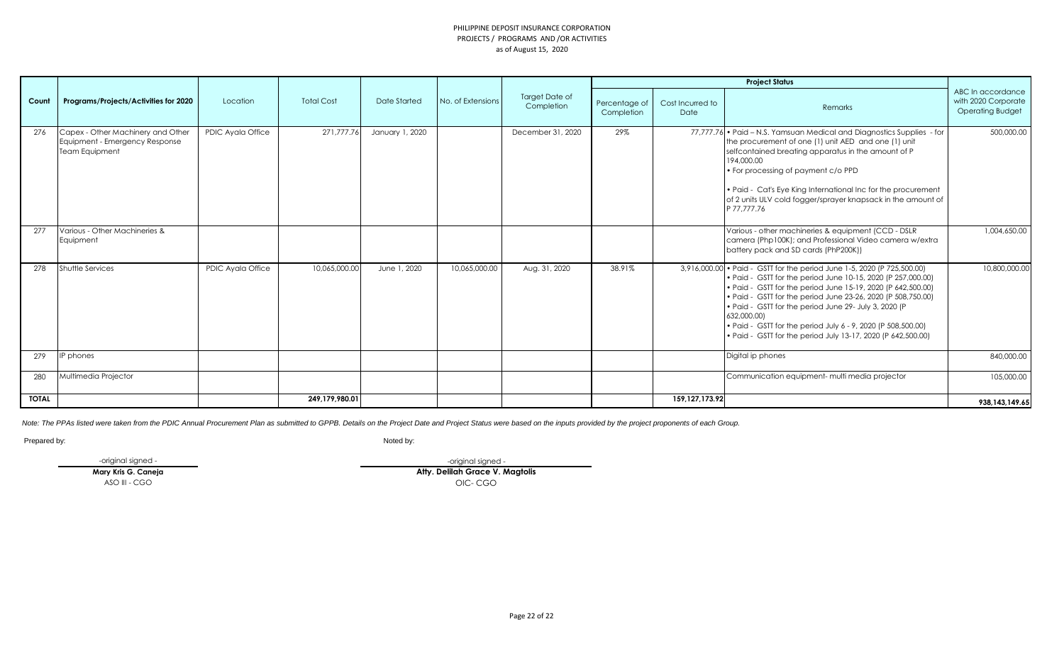PHILIPPINE DEPOSIT INSURANCE CORPORATION
PROJECTS / PROGRAMS AND /OR ACTIVITIES
as of August 15, 2020

| Count | Programs/Projects/Activities for 2020 | Location | Total Cost | Date Started | No. of Extensions | Target Date of Completion | Project Status | | | ABC In accordance with 2020 Corporate Operating Budget |
|---|---|---|---|---|---|---|---|---|---|---|
| | | | | | | | Percentage of Completion | Cost Incurred to Date | Remarks | |
| 276 | Capex - Other Machinery and Other Equipment - Emergency Response Team Equipment | PDIC Ayala Office | 271,777.76 | January 1, 2020 | | December 31, 2020 | 29% | 77,777.76 | • Paid – N.S. Yamsuan Medical and Diagnostics Supplies - for the procurement of one (1) unit AED and one (1) unit selfcontained breating apparatus in the amount of P 194,000.00<br>• For processing of payment c/o PPD<br><br>• Paid - Cat's Eye King International Inc for the procurement of 2 units ULV cold fogger/sprayer knapsack in the amount of P 77,777.76 | 500,000.00 |
| 277 | Various - Other Machineries & Equipment | | | | | | | | Various - other machineries & equipment (CCD - DSLR camera (Php100K); and Professional Video camera w/extra battery pack and SD cards (PhP200K)) | 1,004,650.00 |
| 278 | Shuttle Services | PDIC Ayala Office | 10,065,000.00 | June 1, 2020 | 10,065,000.00 | Aug. 31, 2020 | 38.91% | 3,916,000.00 | • Paid - GSTT for the period June 1-5, 2020 (P 725,500.00)<br>• Paid - GSTT for the period June 10-15, 2020 (P 257,000.00)<br>• Paid - GSTT for the period June 15-19, 2020 (P 642,500.00)<br>• Paid - GSTT for the period June 23-26, 2020 (P 508,750.00)<br>• Paid - GSTT for the period June 29- July 3, 2020 (P 632,000.00)<br>• Paid - GSTT for the period July 6 - 9, 2020 (P 508,500.00)<br>• Paid - GSTT for the period July 13-17, 2020 (P 642,500.00) | 10,800,000.00 |
| 279 | IP phones | | | | | | | | Digital ip phones | 840,000.00 |
| 280 | Multimedia Projector | | | | | | | | Communication equipment- multi media projector | 105,000.00 |
| **TOTAL** | | | **249,179,980.01** | | | | | **159,127,173.92** | | **938,143,149.65** |

*Note: The PPAs listed were taken from the PDIC Annual Procurement Plan as submitted to GPPB. Details on the Project Date and Project Status were based on the inputs provided by the project proponents of each Group.*

Prepared by:

-original signed -
**Mary Kris G. Caneja**
ASO III - CGO

Noted by:

-original signed -
**Atty. Delilah Grace V. Magtolis**
OIC- CGO